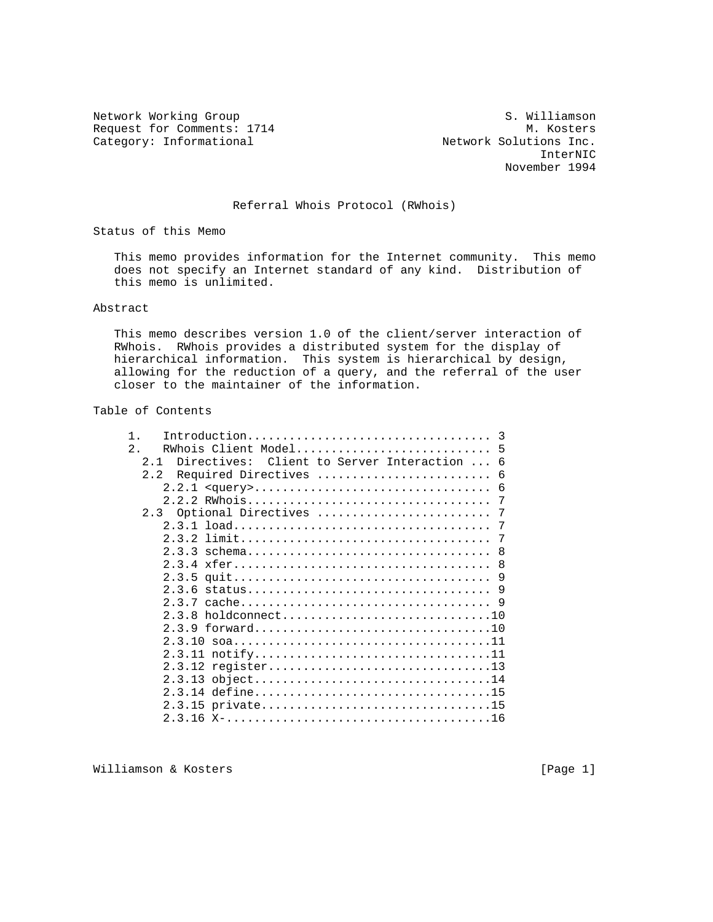Network Working Group — S. Williamson
Request for Comments: 1714 — M. Kosters
Category: Informational — Network Solutions Inc.
InterNIC
November 1994

# Referral Whois Protocol (RWhois)

## Status of this Memo

This memo provides information for the Internet community. This memo does not specify an Internet standard of any kind. Distribution of this memo is unlimited.

## Abstract

This memo describes version 1.0 of the client/server interaction of RWhois. RWhois provides a distributed system for the display of hierarchical information. This system is hierarchical by design, allowing for the reduction of a query, and the referral of the user closer to the maintainer of the information.

## Table of Contents

```
     1.   Introduction.................................. 3
     2.   RWhois Client Model........................... 5
       2.1  Directives:  Client to Server Interaction ... 6
       2.2  Required Directives ......................... 6
          2.2.1 <query>................................. 6
          2.2.2 RWhois.................................. 7
       2.3  Optional Directives ......................... 7
          2.3.1 load.................................... 7
          2.3.2 limit................................... 7
          2.3.3 schema.................................. 8
          2.3.4 xfer.................................... 8
          2.3.5 quit.................................... 9
          2.3.6 status.................................. 9
          2.3.7 cache................................... 9
          2.3.8 holdconnect.............................10
          2.3.9 forward.................................10
          2.3.10 soa....................................11
          2.3.11 notify.................................11
          2.3.12 register...............................13
          2.3.13 object.................................14
          2.3.14 define.................................15
          2.3.15 private................................15
          2.3.16 X-.....................................16
```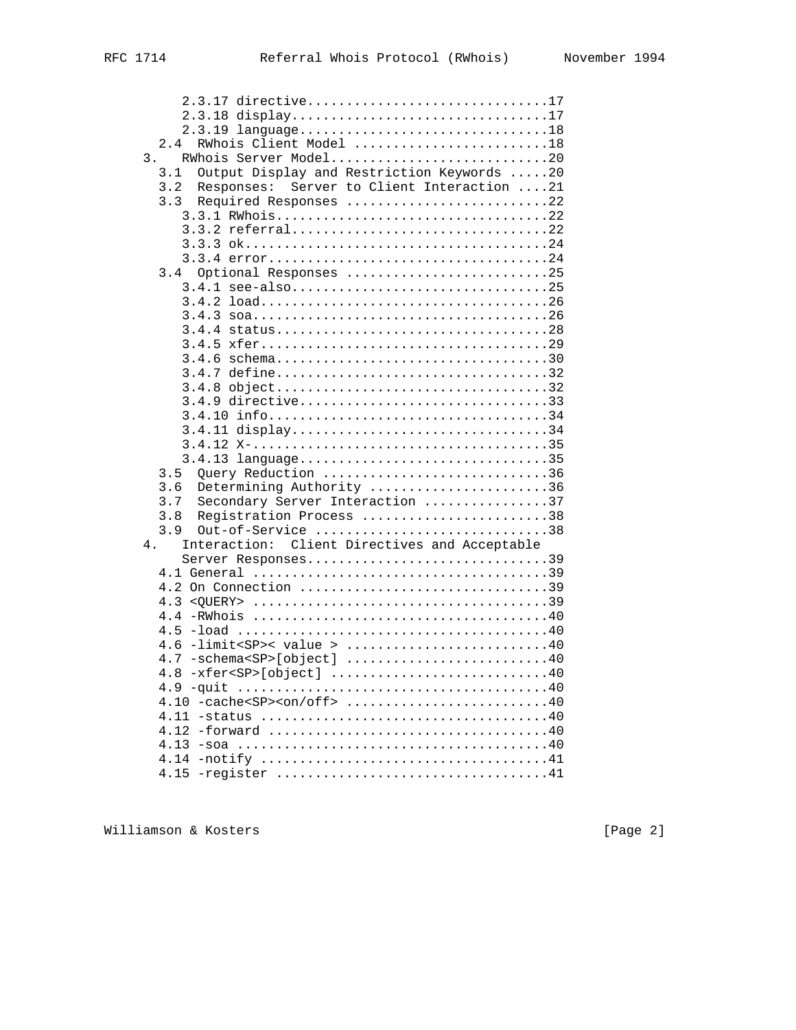```
         2.3.17 directive...............................17
         2.3.18 display.................................17
         2.3.19 language................................18
      2.4  RWhois Client Model .........................18
    3.   RWhois Server Model............................20
      3.1  Output Display and Restriction Keywords .....20
      3.2  Responses:  Server to Client Interaction ....21
      3.3  Required Responses ..........................22
         3.3.1 RWhois...................................22
         3.3.2 referral.................................22
         3.3.3 ok.......................................24
         3.3.4 error....................................24
      3.4  Optional Responses ..........................25
         3.4.1 see-also.................................25
         3.4.2 load.....................................26
         3.4.3 soa......................................26
         3.4.4 status...................................28
         3.4.5 xfer.....................................29
         3.4.6 schema...................................30
         3.4.7 define...................................32
         3.4.8 object...................................32
         3.4.9 directive................................33
         3.4.10 info....................................34
         3.4.11 display.................................34
         3.4.12 X-......................................35
         3.4.13 language................................35
      3.5  Query Reduction .............................36
      3.6  Determining Authority .......................36
      3.7  Secondary Server Interaction ................37
      3.8  Registration Process ........................38
      3.9  Out-of-Service ..............................38
    4.   Interaction:  Client Directives and Acceptable
         Server Responses...............................39
      4.1 General ......................................39
      4.2 On Connection ................................39
      4.3 <QUERY> ......................................39
      4.4 -RWhois ......................................40
      4.5 -load ........................................40
      4.6 -limit<SP>< value > ..........................40
      4.7 -schema<SP>[object] ..........................40
      4.8 -xfer<SP>[object] ............................40
      4.9 -quit ........................................40
      4.10 -cache<SP><on/off> ..........................40
      4.11 -status .....................................40
      4.12 -forward ....................................40
      4.13 -soa ........................................40
      4.14 -notify .....................................41
      4.15 -register ...................................41
```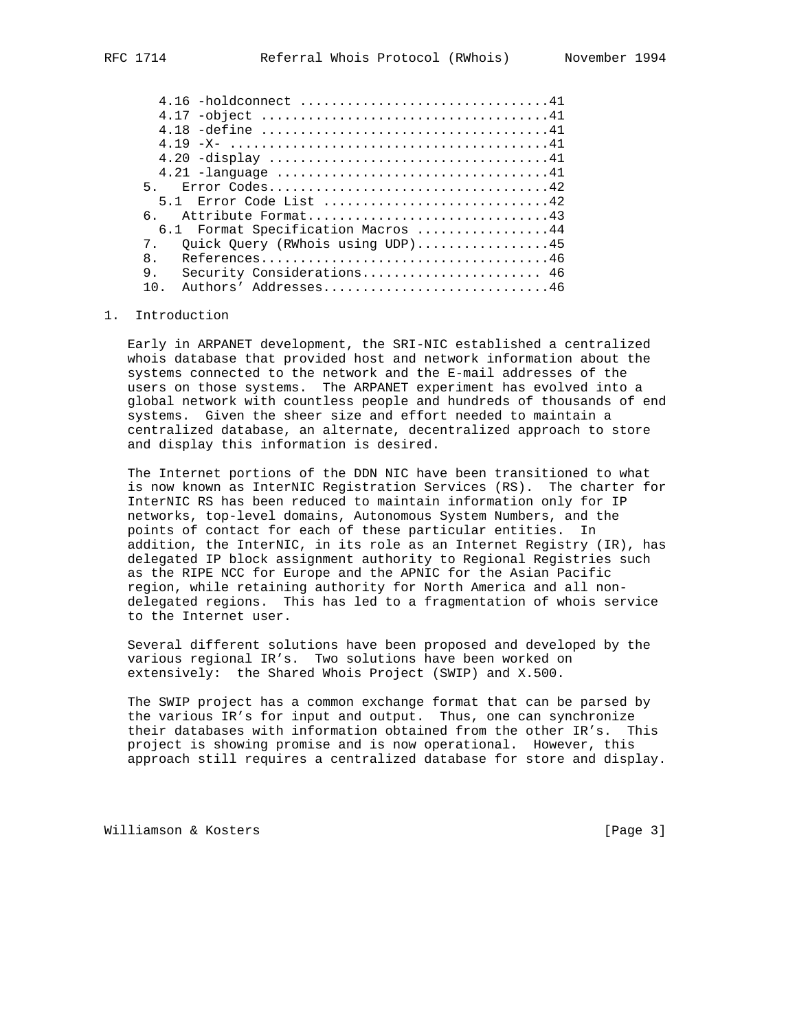```
      4.16 -holdconnect ...............................41
      4.17 -object ....................................41
      4.18 -define ....................................41
      4.19 -X- ........................................41
      4.20 -display ...................................41
      4.21 -language ..................................41
    5.   Error Codes...................................42
      5.1  Error Code List ............................42
    6.   Attribute Format..............................43
      6.1  Format Specification Macros ................44
    7.   Quick Query (RWhois using UDP)................45
    8.   References....................................46
    9.   Security Considerations...................... 46
    10.  Authors' Addresses............................46
```

# 1. Introduction

Early in ARPANET development, the SRI-NIC established a centralized whois database that provided host and network information about the systems connected to the network and the E-mail addresses of the users on those systems. The ARPANET experiment has evolved into a global network with countless people and hundreds of thousands of end systems. Given the sheer size and effort needed to maintain a centralized database, an alternate, decentralized approach to store and display this information is desired.

The Internet portions of the DDN NIC have been transitioned to what is now known as InterNIC Registration Services (RS). The charter for InterNIC RS has been reduced to maintain information only for IP networks, top-level domains, Autonomous System Numbers, and the points of contact for each of these particular entities. In addition, the InterNIC, in its role as an Internet Registry (IR), has delegated IP block assignment authority to Regional Registries such as the RIPE NCC for Europe and the APNIC for the Asian Pacific region, while retaining authority for North America and all non-delegated regions. This has led to a fragmentation of whois service to the Internet user.

Several different solutions have been proposed and developed by the various regional IR's. Two solutions have been worked on extensively: the Shared Whois Project (SWIP) and X.500.

The SWIP project has a common exchange format that can be parsed by the various IR's for input and output. Thus, one can synchronize their databases with information obtained from the other IR's. This project is showing promise and is now operational. However, this approach still requires a centralized database for store and display.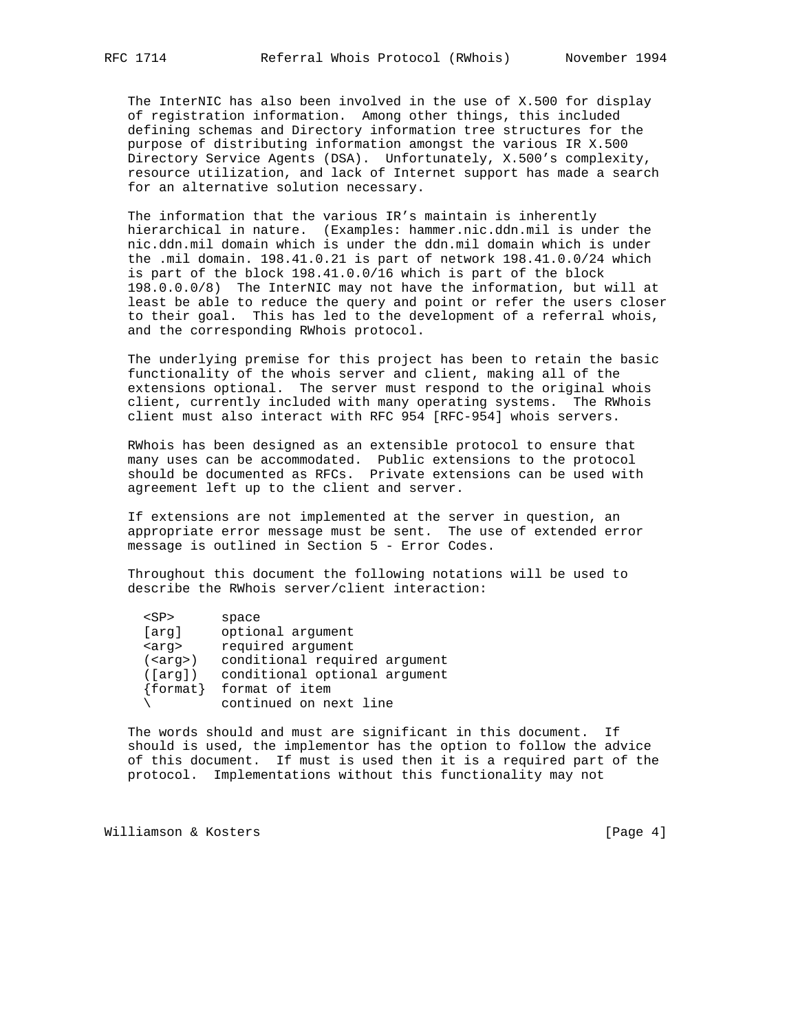The InterNIC has also been involved in the use of X.500 for display of registration information. Among other things, this included defining schemas and Directory information tree structures for the purpose of distributing information amongst the various IR X.500 Directory Service Agents (DSA). Unfortunately, X.500's complexity, resource utilization, and lack of Internet support has made a search for an alternative solution necessary.

The information that the various IR's maintain is inherently hierarchical in nature. (Examples: hammer.nic.ddn.mil is under the nic.ddn.mil domain which is under the ddn.mil domain which is under the .mil domain. 198.41.0.21 is part of network 198.41.0.0/24 which is part of the block 198.41.0.0/16 which is part of the block 198.0.0.0/8) The InterNIC may not have the information, but will at least be able to reduce the query and point or refer the users closer to their goal. This has led to the development of a referral whois, and the corresponding RWhois protocol.

The underlying premise for this project has been to retain the basic functionality of the whois server and client, making all of the extensions optional. The server must respond to the original whois client, currently included with many operating systems. The RWhois client must also interact with RFC 954 [RFC-954] whois servers.

RWhois has been designed as an extensible protocol to ensure that many uses can be accommodated. Public extensions to the protocol should be documented as RFCs. Private extensions can be used with agreement left up to the client and server.

If extensions are not implemented at the server in question, an appropriate error message must be sent. The use of extended error message is outlined in Section 5 - Error Codes.

Throughout this document the following notations will be used to describe the RWhois server/client interaction:

```
<SP>      space
[arg]     optional argument
<arg>     required argument
(<arg>)   conditional required argument
([arg])   conditional optional argument
{format}  format of item
\         continued on next line
```

The words should and must are significant in this document. If should is used, the implementor has the option to follow the advice of this document. If must is used then it is a required part of the protocol. Implementations without this functionality may not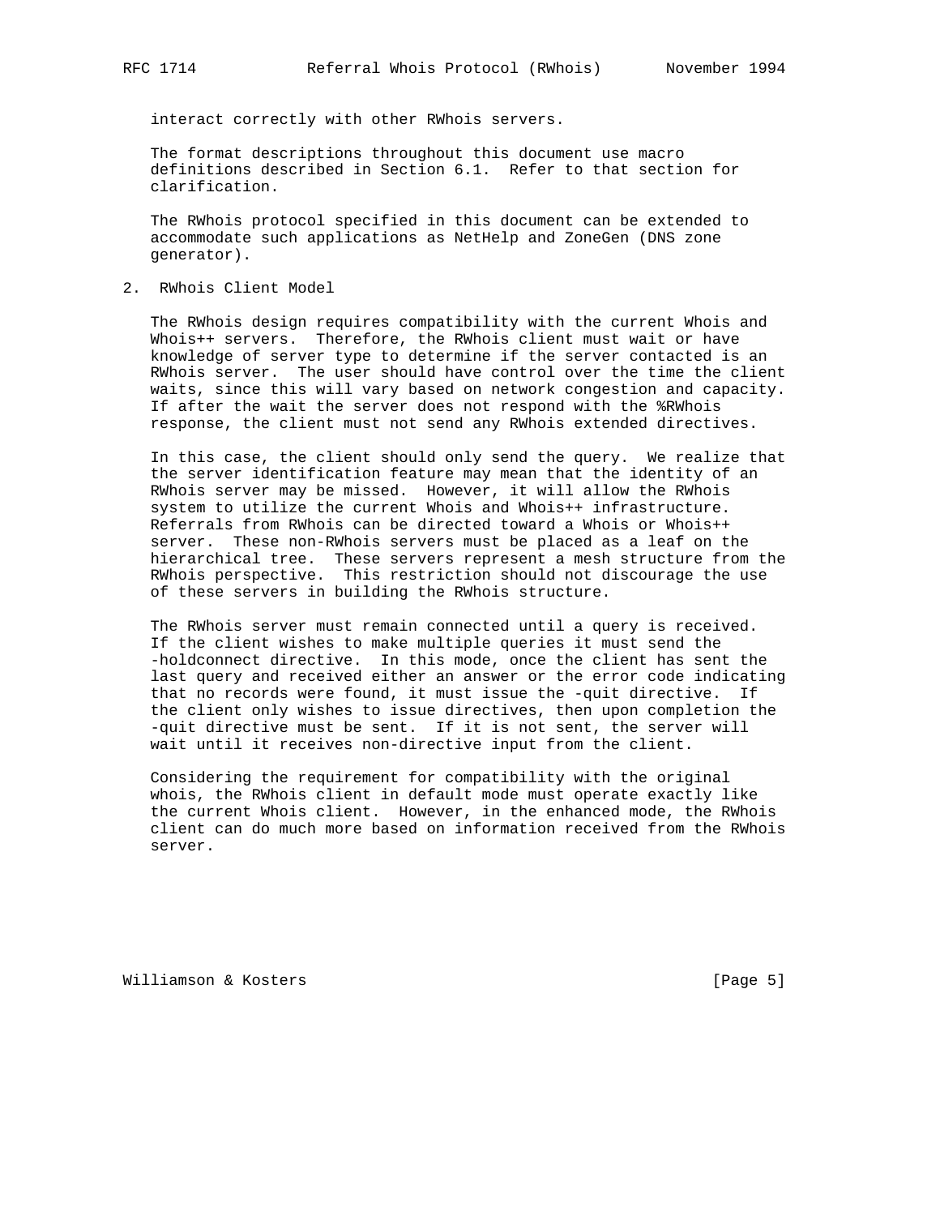interact correctly with other RWhois servers.

The format descriptions throughout this document use macro definitions described in Section 6.1. Refer to that section for clarification.

The RWhois protocol specified in this document can be extended to accommodate such applications as NetHelp and ZoneGen (DNS zone generator).

## 2. RWhois Client Model

The RWhois design requires compatibility with the current Whois and Whois++ servers. Therefore, the RWhois client must wait or have knowledge of server type to determine if the server contacted is an RWhois server. The user should have control over the time the client waits, since this will vary based on network congestion and capacity. If after the wait the server does not respond with the %RWhois response, the client must not send any RWhois extended directives.

In this case, the client should only send the query. We realize that the server identification feature may mean that the identity of an RWhois server may be missed. However, it will allow the RWhois system to utilize the current Whois and Whois++ infrastructure. Referrals from RWhois can be directed toward a Whois or Whois++ server. These non-RWhois servers must be placed as a leaf on the hierarchical tree. These servers represent a mesh structure from the RWhois perspective. This restriction should not discourage the use of these servers in building the RWhois structure.

The RWhois server must remain connected until a query is received. If the client wishes to make multiple queries it must send the -holdconnect directive. In this mode, once the client has sent the last query and received either an answer or the error code indicating that no records were found, it must issue the -quit directive. If the client only wishes to issue directives, then upon completion the -quit directive must be sent. If it is not sent, the server will wait until it receives non-directive input from the client.

Considering the requirement for compatibility with the original whois, the RWhois client in default mode must operate exactly like the current Whois client. However, in the enhanced mode, the RWhois client can do much more based on information received from the RWhois server.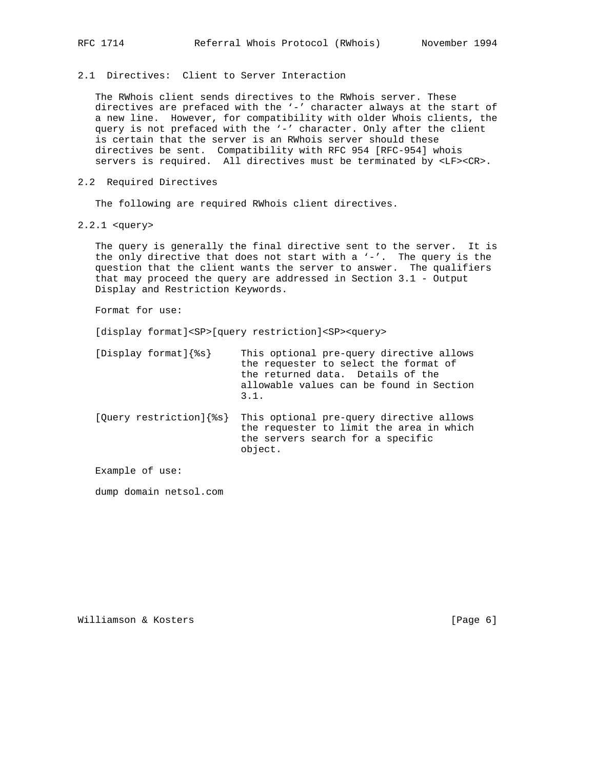## 2.1 Directives: Client to Server Interaction

The RWhois client sends directives to the RWhois server. These directives are prefaced with the '-' character always at the start of a new line. However, for compatibility with older Whois clients, the query is not prefaced with the '-' character. Only after the client is certain that the server is an RWhois server should these directives be sent. Compatibility with RFC 954 [RFC-954] whois servers is required. All directives must be terminated by <LF><CR>.

## 2.2 Required Directives

The following are required RWhois client directives.

### 2.2.1 <query>

The query is generally the final directive sent to the server. It is the only directive that does not start with a '-'. The query is the question that the client wants the server to answer. The qualifiers that may proceed the query are addressed in Section 3.1 - Output Display and Restriction Keywords.

Format for use:

```
[display format]<SP>[query restriction]<SP><query>
```

```
[Display format]{%s}     This optional pre-query directive allows
                         the requester to select the format of
                         the returned data.  Details of the
                         allowable values can be found in Section
                         3.1.

[Query restriction]{%s}  This optional pre-query directive allows
                         the requester to limit the area in which
                         the servers search for a specific
                         object.
```

Example of use:

```
dump domain netsol.com
```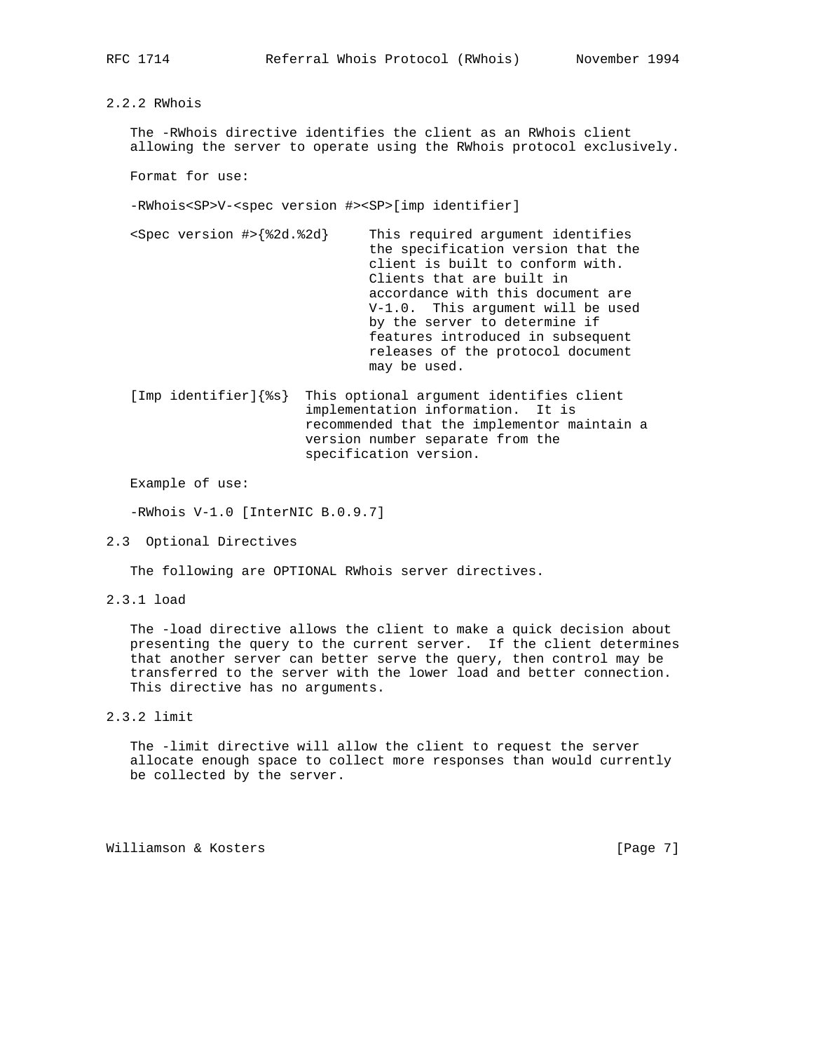### 2.2.2 RWhois

The -RWhois directive identifies the client as an RWhois client allowing the server to operate using the RWhois protocol exclusively.

Format for use:

-RWhois<SP>V-<spec version #><SP>[imp identifier]

<Spec version #>{%2d.%2d}     This required argument identifies the specification version that the client is built to conform with. Clients that are built in accordance with this document are V-1.0.  This argument will be used by the server to determine if features introduced in subsequent releases of the protocol document may be used.

[Imp identifier]{%s}  This optional argument identifies client implementation information.  It is recommended that the implementor maintain a version number separate from the specification version.

Example of use:

-RWhois V-1.0 [InterNIC B.0.9.7]

## 2.3  Optional Directives

The following are OPTIONAL RWhois server directives.

### 2.3.1 load

The -load directive allows the client to make a quick decision about presenting the query to the current server.  If the client determines that another server can better serve the query, then control may be transferred to the server with the lower load and better connection. This directive has no arguments.

### 2.3.2 limit

The -limit directive will allow the client to request the server allocate enough space to collect more responses than would currently be collected by the server.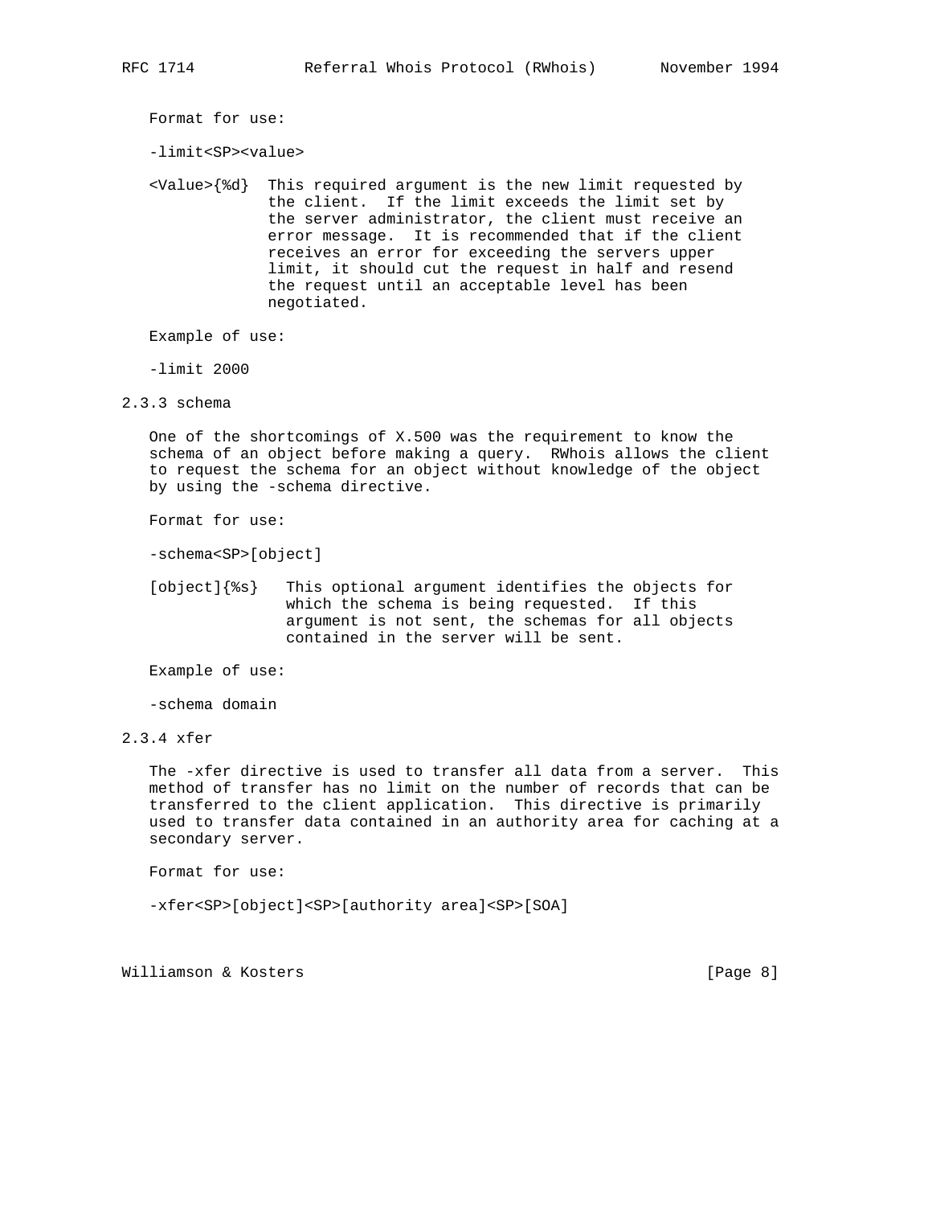Format for use:

-limit<SP><value>

<Value>{%d}  This required argument is the new limit requested by the client. If the limit exceeds the limit set by the server administrator, the client must receive an error message. It is recommended that if the client receives an error for exceeding the servers upper limit, it should cut the request in half and resend the request until an acceptable level has been negotiated.

Example of use:

-limit 2000

### 2.3.3 schema

One of the shortcomings of X.500 was the requirement to know the schema of an object before making a query. RWhois allows the client to request the schema for an object without knowledge of the object by using the -schema directive.

Format for use:

-schema<SP>[object]

[object]{%s}  This optional argument identifies the objects for which the schema is being requested. If this argument is not sent, the schemas for all objects contained in the server will be sent.

Example of use:

-schema domain

### 2.3.4 xfer

The -xfer directive is used to transfer all data from a server. This method of transfer has no limit on the number of records that can be transferred to the client application. This directive is primarily used to transfer data contained in an authority area for caching at a secondary server.

Format for use:

-xfer<SP>[object]<SP>[authority area]<SP>[SOA]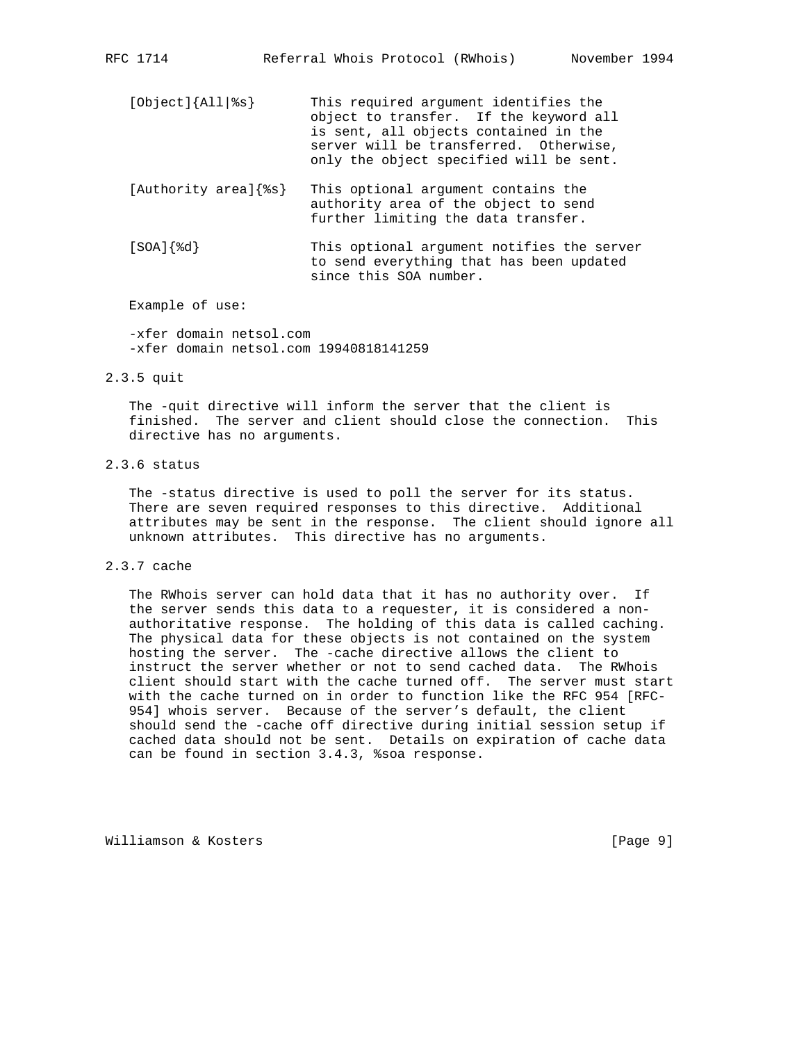[Object]{All|%s}       This required argument identifies the object to transfer.  If the keyword all is sent, all objects contained in the server will be transferred.  Otherwise, only the object specified will be sent.

[Authority area]{%s}   This optional argument contains the authority area of the object to send further limiting the data transfer.

[SOA]{%d}              This optional argument notifies the server to send everything that has been updated since this SOA number.

Example of use:

```
-xfer domain netsol.com
-xfer domain netsol.com 19940818141259
```

### 2.3.5 quit

The -quit directive will inform the server that the client is finished.  The server and client should close the connection.  This directive has no arguments.

### 2.3.6 status

The -status directive is used to poll the server for its status. There are seven required responses to this directive.  Additional attributes may be sent in the response.  The client should ignore all unknown attributes.  This directive has no arguments.

### 2.3.7 cache

The RWhois server can hold data that it has no authority over.  If the server sends this data to a requester, it is considered a non-authoritative response.  The holding of this data is called caching. The physical data for these objects is not contained on the system hosting the server.  The -cache directive allows the client to instruct the server whether or not to send cached data.  The RWhois client should start with the cache turned off.  The server must start with the cache turned on in order to function like the RFC 954 [RFC-954] whois server.  Because of the server's default, the client should send the -cache off directive during initial session setup if cached data should not be sent.  Details on expiration of cache data can be found in section 3.4.3, %soa response.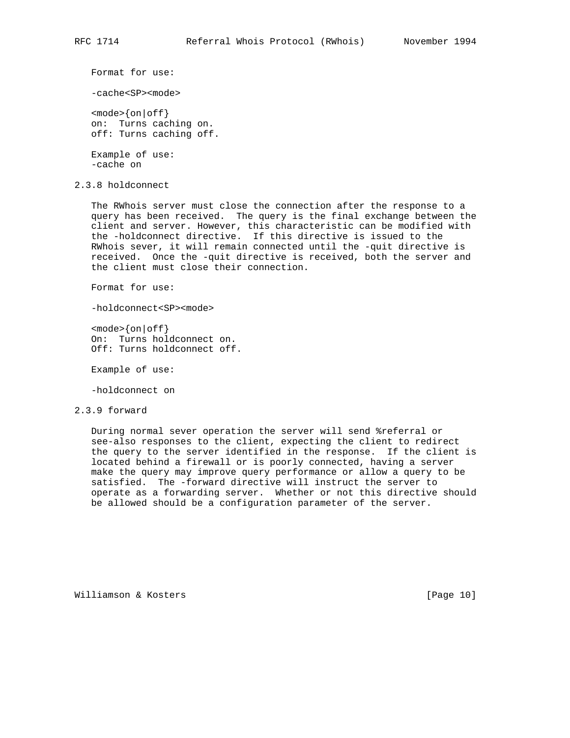Format for use:

-cache<SP><mode>

<mode>{on|off}
on:  Turns caching on.
off: Turns caching off.

Example of use:
-cache on

### 2.3.8 holdconnect

The RWhois server must close the connection after the response to a query has been received.  The query is the final exchange between the client and server. However, this characteristic can be modified with the -holdconnect directive.  If this directive is issued to the RWhois sever, it will remain connected until the -quit directive is received.  Once the -quit directive is received, both the server and the client must close their connection.

Format for use:

-holdconnect<SP><mode>

<mode>{on|off}
On:  Turns holdconnect on.
Off: Turns holdconnect off.

Example of use:

-holdconnect on

### 2.3.9 forward

During normal sever operation the server will send %referral or see-also responses to the client, expecting the client to redirect the query to the server identified in the response.  If the client is located behind a firewall or is poorly connected, having a server make the query may improve query performance or allow a query to be satisfied.  The -forward directive will instruct the server to operate as a forwarding server.  Whether or not this directive should be allowed should be a configuration parameter of the server.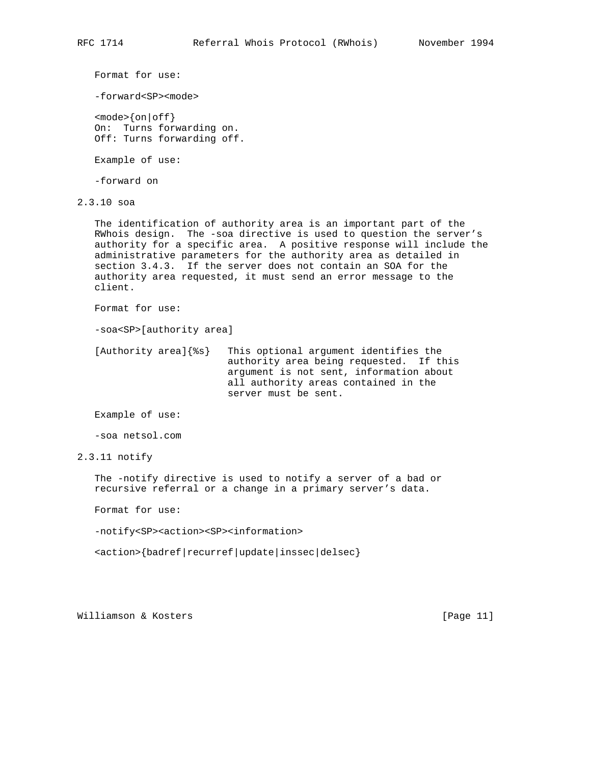Format for use:

-forward<SP><mode>

<mode>{on|off}
On:  Turns forwarding on.
Off: Turns forwarding off.

Example of use:

-forward on

### 2.3.10 soa

The identification of authority area is an important part of the RWhois design. The -soa directive is used to question the server's authority for a specific area. A positive response will include the administrative parameters for the authority area as detailed in section 3.4.3. If the server does not contain an SOA for the authority area requested, it must send an error message to the client.

Format for use:

-soa<SP>[authority area]

[Authority area]{%s}   This optional argument identifies the authority area being requested. If this argument is not sent, information about all authority areas contained in the server must be sent.

Example of use:

-soa netsol.com

### 2.3.11 notify

The -notify directive is used to notify a server of a bad or recursive referral or a change in a primary server's data.

Format for use:

-notify<SP><action><SP><information>

<action>{badref|recurref|update|inssec|delsec}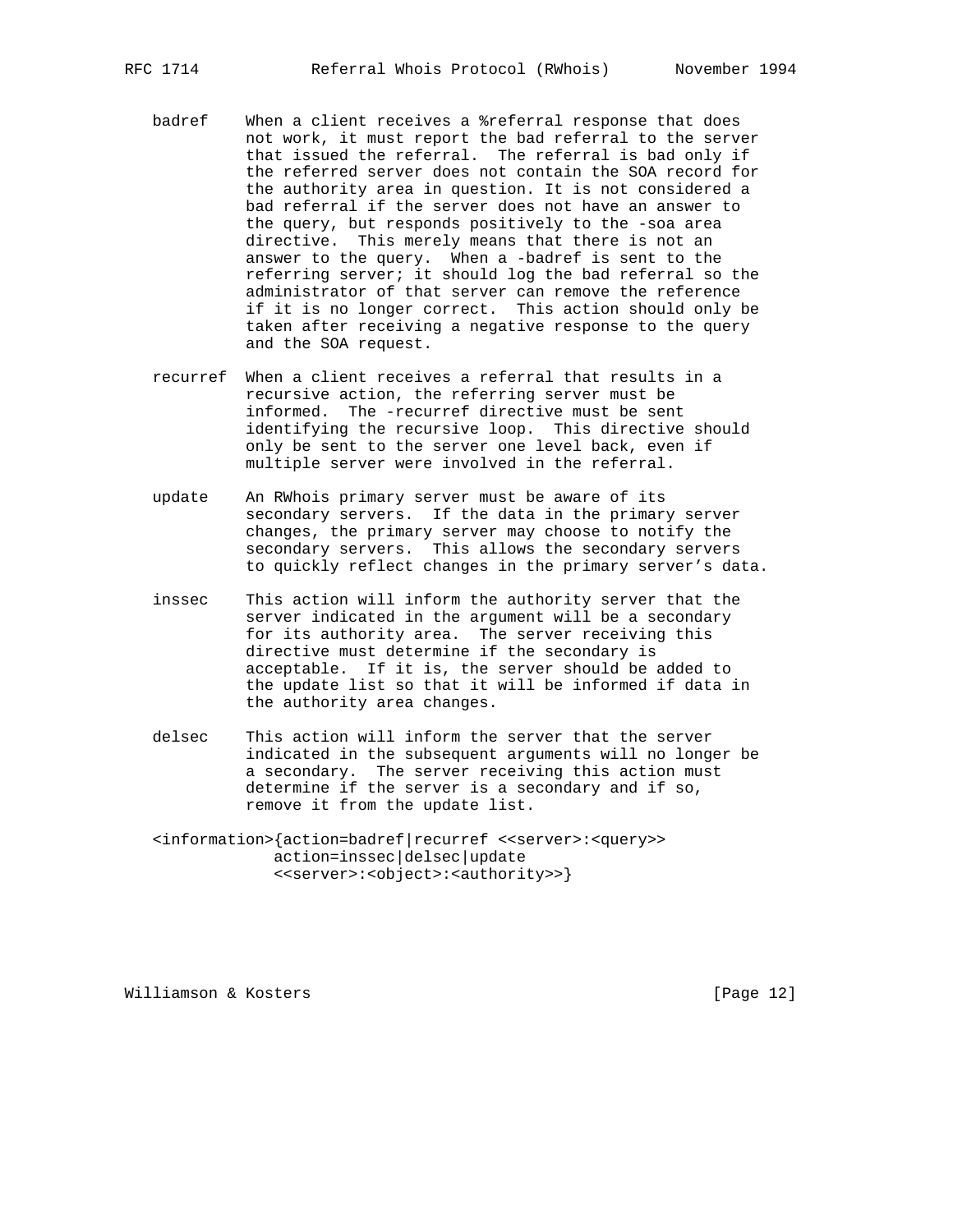badref When a client receives a %referral response that does not work, it must report the bad referral to the server that issued the referral. The referral is bad only if the referred server does not contain the SOA record for the authority area in question. It is not considered a bad referral if the server does not have an answer to the query, but responds positively to the -soa area directive. This merely means that there is not an answer to the query. When a -badref is sent to the referring server; it should log the bad referral so the administrator of that server can remove the reference if it is no longer correct. This action should only be taken after receiving a negative response to the query and the SOA request.

recurref When a client receives a referral that results in a recursive action, the referring server must be informed. The -recurref directive must be sent identifying the recursive loop. This directive should only be sent to the server one level back, even if multiple server were involved in the referral.

update An RWhois primary server must be aware of its secondary servers. If the data in the primary server changes, the primary server may choose to notify the secondary servers. This allows the secondary servers to quickly reflect changes in the primary server's data.

inssec This action will inform the authority server that the server indicated in the argument will be a secondary for its authority area. The server receiving this directive must determine if the secondary is acceptable. If it is, the server should be added to the update list so that it will be informed if data in the authority area changes.

delsec This action will inform the server that the server indicated in the subsequent arguments will no longer be a secondary. The server receiving this action must determine if the server is a secondary and if so, remove it from the update list.

```
<information>{action=badref|recurref <<server>:<query>>
            action=inssec|delsec|update
            <<server>:<object>:<authority>>}
```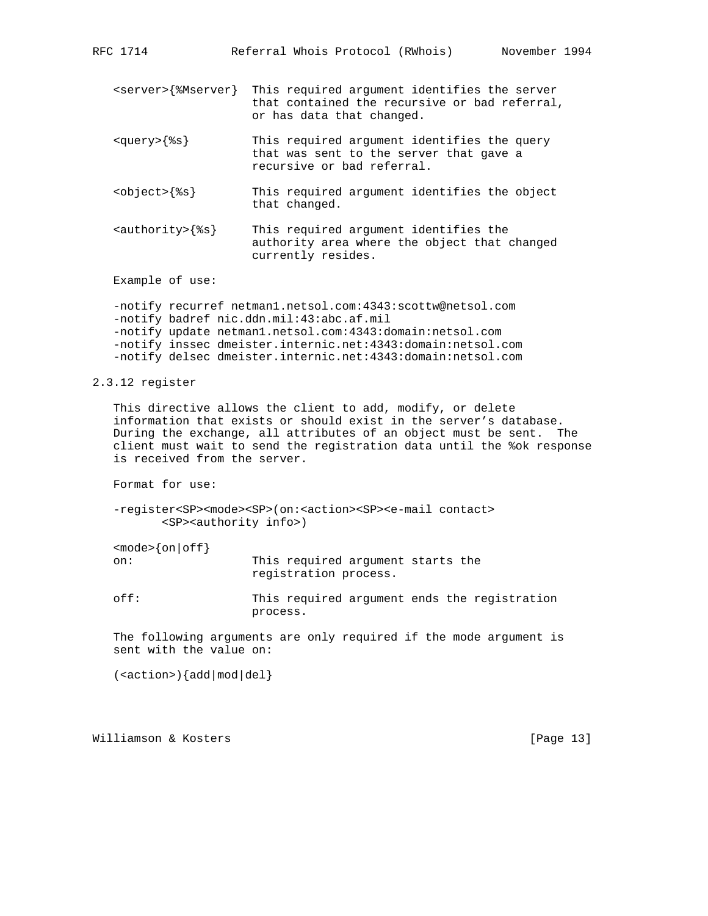```
<server>{%Mserver}  This required argument identifies the server
                    that contained the recursive or bad referral,
                    or has data that changed.

<query>{%s}         This required argument identifies the query
                    that was sent to the server that gave a
                    recursive or bad referral.

<object>{%s}        This required argument identifies the object
                    that changed.

<authority>{%s}     This required argument identifies the
                    authority area where the object that changed
                    currently resides.
```

Example of use:

```
-notify recurref netman1.netsol.com:4343:scottw@netsol.com
-notify badref nic.ddn.mil:43:abc.af.mil
-notify update netman1.netsol.com:4343:domain:netsol.com
-notify inssec dmeister.internic.net:4343:domain:netsol.com
-notify delsec dmeister.internic.net:4343:domain:netsol.com
```

### 2.3.12 register

This directive allows the client to add, modify, or delete information that exists or should exist in the server's database. During the exchange, all attributes of an object must be sent. The client must wait to send the registration data until the %ok response is received from the server.

Format for use:

```
-register<SP><mode><SP>(on:<action><SP><e-mail contact>
       <SP><authority info>)

<mode>{on|off}
on:                 This required argument starts the
                    registration process.

off:                This required argument ends the registration
                    process.
```

The following arguments are only required if the mode argument is sent with the value on:

```
(<action>){add|mod|del}
```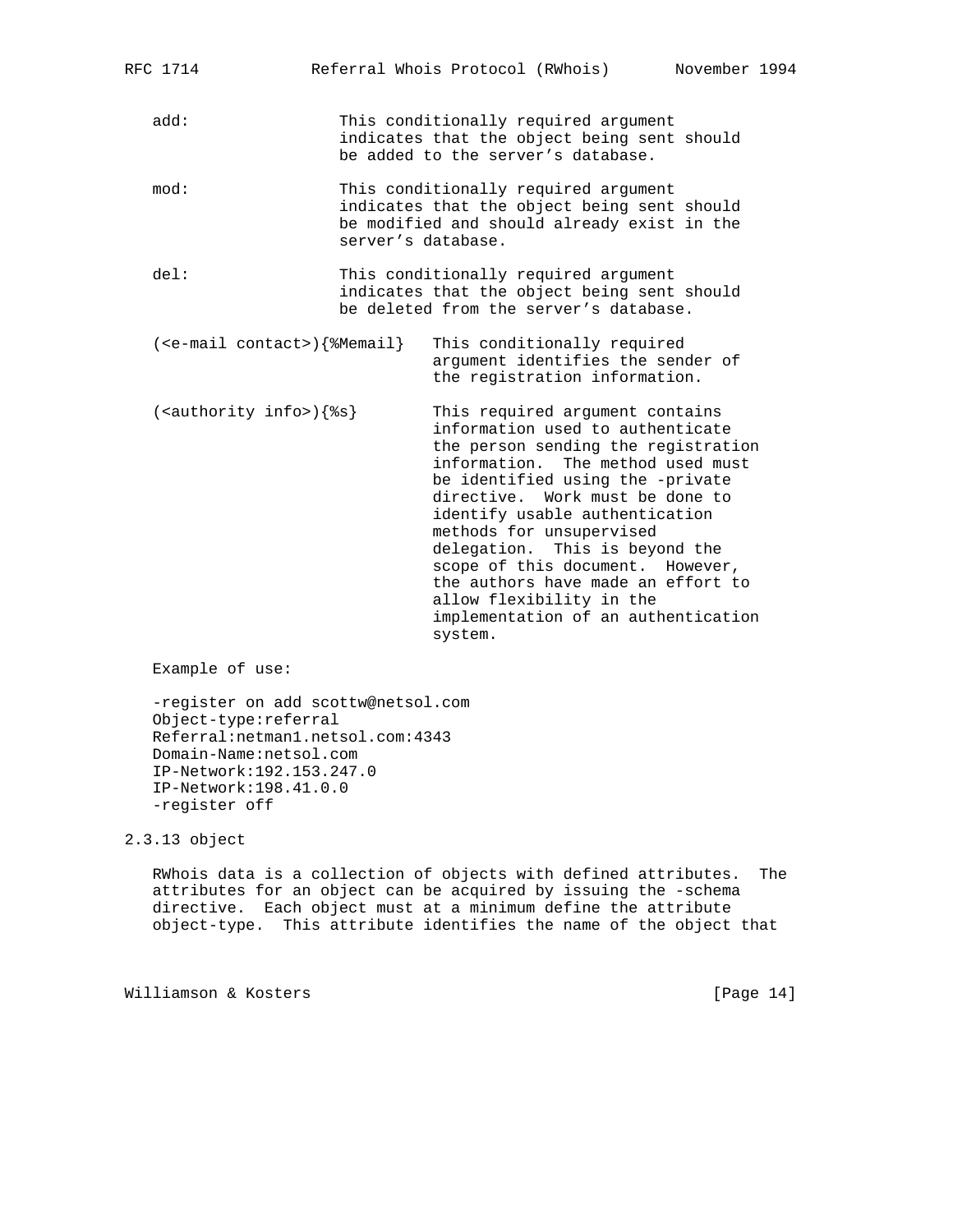add: This conditionally required argument indicates that the object being sent should be added to the server's database.

mod: This conditionally required argument indicates that the object being sent should be modified and should already exist in the server's database.

del: This conditionally required argument indicates that the object being sent should be deleted from the server's database.

(<e-mail contact>){%Memail} This conditionally required argument identifies the sender of the registration information.

(<authority info>){%s} This required argument contains information used to authenticate the person sending the registration information. The method used must be identified using the -private directive. Work must be done to identify usable authentication methods for unsupervised delegation. This is beyond the scope of this document. However, the authors have made an effort to allow flexibility in the implementation of an authentication system.

Example of use:

```
-register on add scottw@netsol.com
Object-type:referral
Referral:netman1.netsol.com:4343
Domain-Name:netsol.com
IP-Network:192.153.247.0
IP-Network:198.41.0.0
-register off
```

### 2.3.13 object

RWhois data is a collection of objects with defined attributes. The attributes for an object can be acquired by issuing the -schema directive. Each object must at a minimum define the attribute object-type. This attribute identifies the name of the object that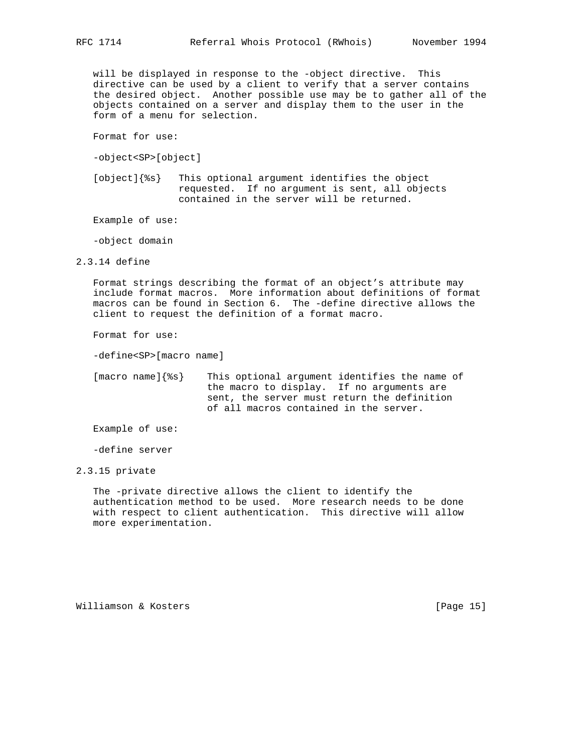will be displayed in response to the -object directive. This directive can be used by a client to verify that a server contains the desired object. Another possible use may be to gather all of the objects contained on a server and display them to the user in the form of a menu for selection.

Format for use:

```
-object<SP>[object]
```

[object]{%s} This optional argument identifies the object requested. If no argument is sent, all objects contained in the server will be returned.

Example of use:

```
-object domain
```

### 2.3.14 define

Format strings describing the format of an object's attribute may include format macros. More information about definitions of format macros can be found in Section 6. The -define directive allows the client to request the definition of a format macro.

Format for use:

```
-define<SP>[macro name]
```

[macro name]{%s} This optional argument identifies the name of the macro to display. If no arguments are sent, the server must return the definition of all macros contained in the server.

Example of use:

```
-define server
```

### 2.3.15 private

The -private directive allows the client to identify the authentication method to be used. More research needs to be done with respect to client authentication. This directive will allow more experimentation.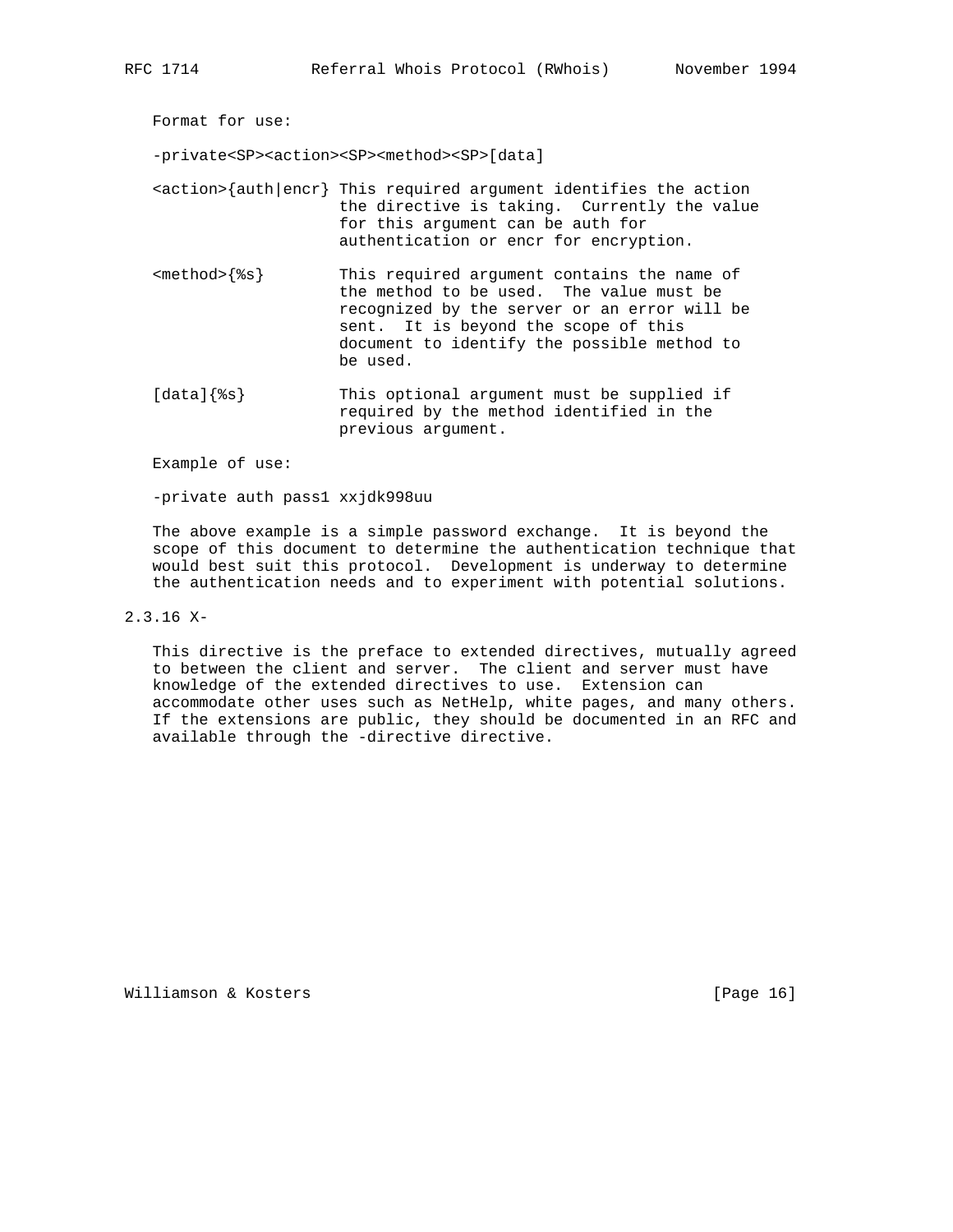Format for use:

```
-private<SP><action><SP><method><SP>[data]
```

| | |
|---|---|
| <action>{auth\|encr} | This required argument identifies the action the directive is taking. Currently the value for this argument can be auth for authentication or encr for encryption. |
| <method>{%s} | This required argument contains the name of the method to be used. The value must be recognized by the server or an error will be sent. It is beyond the scope of this document to identify the possible method to be used. |
| [data]{%s} | This optional argument must be supplied if required by the method identified in the previous argument. |

Example of use:

```
-private auth pass1 xxjdk998uu
```

The above example is a simple password exchange. It is beyond the scope of this document to determine the authentication technique that would best suit this protocol. Development is underway to determine the authentication needs and to experiment with potential solutions.

### 2.3.16 X-

This directive is the preface to extended directives, mutually agreed to between the client and server. The client and server must have knowledge of the extended directives to use. Extension can accommodate other uses such as NetHelp, white pages, and many others. If the extensions are public, they should be documented in an RFC and available through the -directive directive.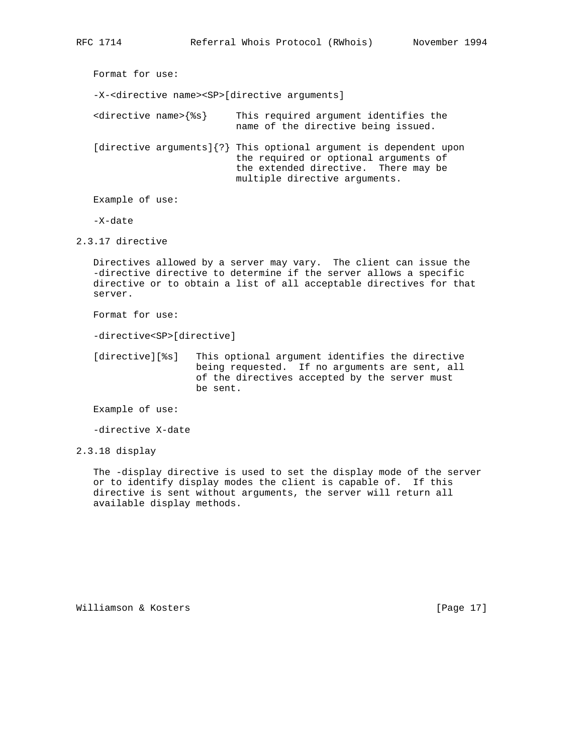Format for use:

```
-X-<directive name><SP>[directive arguments]
```

```
<directive name>{%s}      This required argument identifies the
                          name of the directive being issued.

[directive arguments]{?} This optional argument is dependent upon
                          the required or optional arguments of
                          the extended directive.  There may be
                          multiple directive arguments.
```

Example of use:

```
-X-date
```

### 2.3.17 directive

Directives allowed by a server may vary. The client can issue the -directive directive to determine if the server allows a specific directive or to obtain a list of all acceptable directives for that server.

Format for use:

```
-directive<SP>[directive]
```

```
[directive][%s]   This optional argument identifies the directive
                  being requested.  If no arguments are sent, all
                  of the directives accepted by the server must
                  be sent.
```

Example of use:

```
-directive X-date
```

### 2.3.18 display

The -display directive is used to set the display mode of the server or to identify display modes the client is capable of. If this directive is sent without arguments, the server will return all available display methods.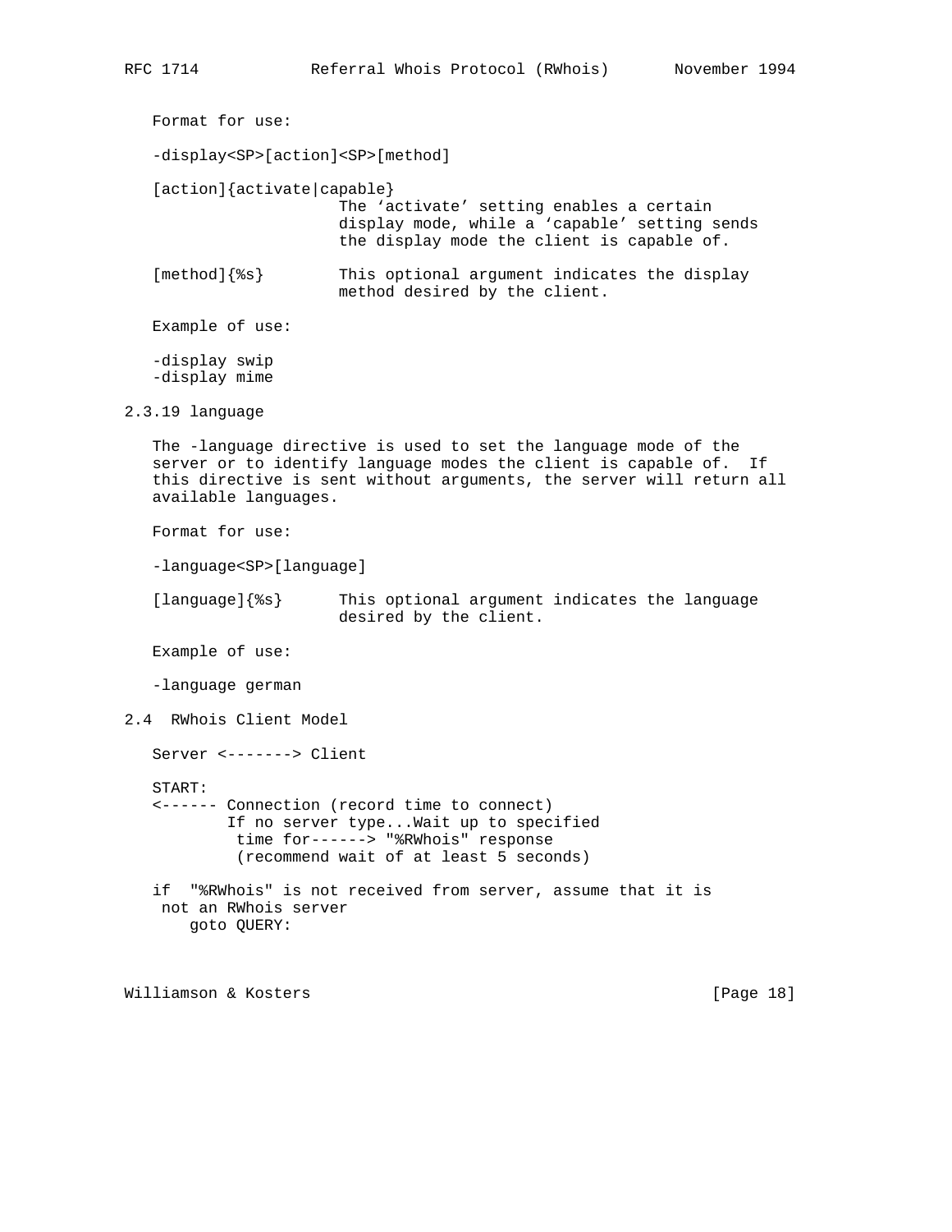Format for use:

```
-display<SP>[action]<SP>[method]
```

```
[action]{activate|capable}
                     The ‘activate’ setting enables a certain
                     display mode, while a ‘capable’ setting sends
                     the display mode the client is capable of.

[method]{%s}         This optional argument indicates the display
                     method desired by the client.
```

Example of use:

```
-display swip
-display mime
```

### 2.3.19 language

The -language directive is used to set the language mode of the server or to identify language modes the client is capable of. If this directive is sent without arguments, the server will return all available languages.

Format for use:

```
-language<SP>[language]
```

```
[language]{%s}       This optional argument indicates the language
                     desired by the client.
```

Example of use:

```
-language german
```

## 2.4 RWhois Client Model

```
Server <-------> Client

START:
<------ Connection (record time to connect)
        If no server type...Wait up to specified
         time for------> "%RWhois" response
         (recommend wait of at least 5 seconds)

if  "%RWhois" is not received from server, assume that it is
 not an RWhois server
    goto QUERY:
```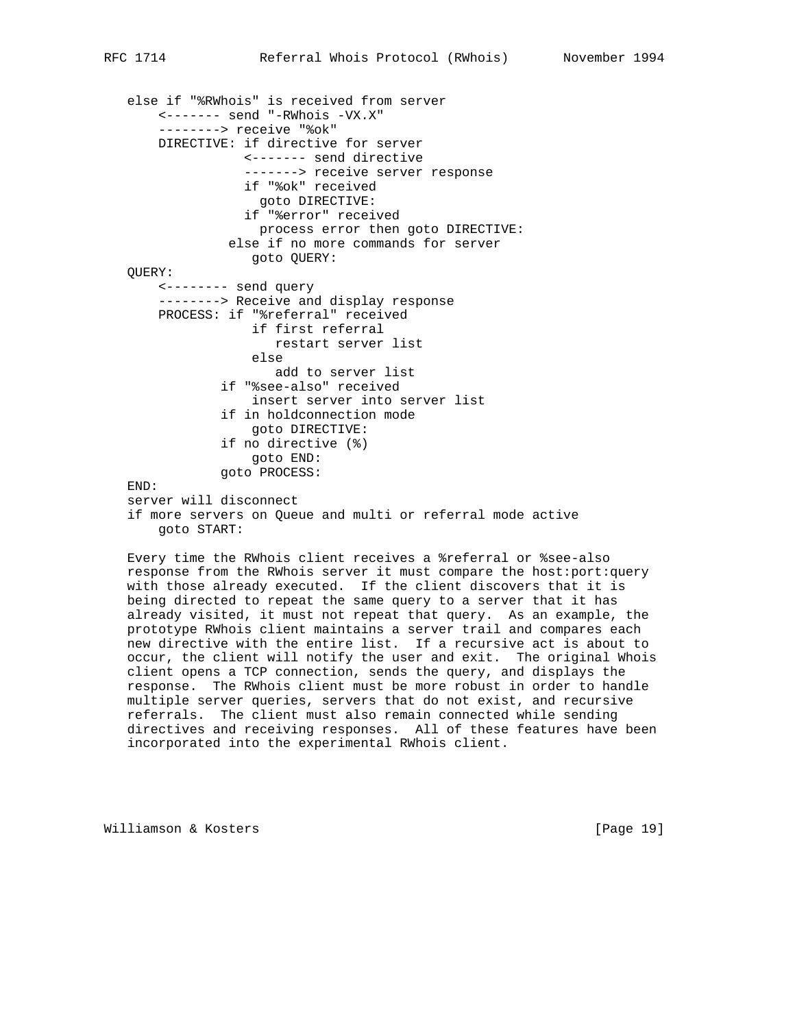```
else if "%RWhois" is received from server
    <------- send "-RWhois -VX.X"
    --------> receive "%ok"
    DIRECTIVE: if directive for server
                <------- send directive
                -------> receive server response
                if "%ok" received
                  goto DIRECTIVE:
                if "%error" received
                  process error then goto DIRECTIVE:
              else if no more commands for server
                 goto QUERY:
QUERY:
    <-------- send query
    --------> Receive and display response
    PROCESS: if "%referral" received
                 if first referral
                    restart server list
                 else
                    add to server list
             if "%see-also" received
                 insert server into server list
             if in holdconnection mode
                 goto DIRECTIVE:
             if no directive (%)
                 goto END:
             goto PROCESS:
END:
server will disconnect
if more servers on Queue and multi or referral mode active
    goto START:
```

Every time the RWhois client receives a %referral or %see-also response from the RWhois server it must compare the host:port:query with those already executed. If the client discovers that it is being directed to repeat the same query to a server that it has already visited, it must not repeat that query. As an example, the prototype RWhois client maintains a server trail and compares each new directive with the entire list. If a recursive act is about to occur, the client will notify the user and exit. The original Whois client opens a TCP connection, sends the query, and displays the response. The RWhois client must be more robust in order to handle multiple server queries, servers that do not exist, and recursive referrals. The client must also remain connected while sending directives and receiving responses. All of these features have been incorporated into the experimental RWhois client.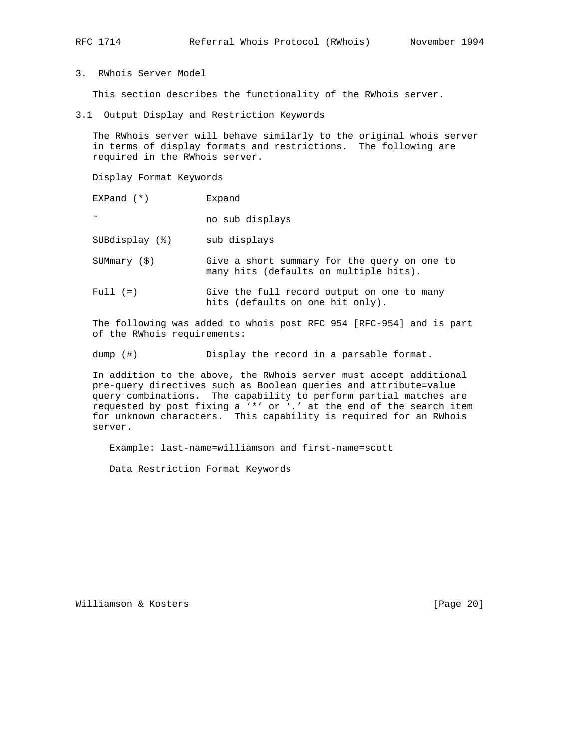# 3. RWhois Server Model

This section describes the functionality of the RWhois server.

## 3.1 Output Display and Restriction Keywords

The RWhois server will behave similarly to the original whois server in terms of display formats and restrictions. The following are required in the RWhois server.

Display Format Keywords

| | |
|---|---|
| EXPand (*) | Expand |
| ~ | no sub displays |
| SUBdisplay (%) | sub displays |
| SUMmary ($) | Give a short summary for the query on one to many hits (defaults on multiple hits). |
| Full (=) | Give the full record output on one to many hits (defaults on one hit only). |

The following was added to whois post RFC 954 [RFC-954] and is part of the RWhois requirements:

| | |
|---|---|
| dump (#) | Display the record in a parsable format. |

In addition to the above, the RWhois server must accept additional pre-query directives such as Boolean queries and attribute=value query combinations. The capability to perform partial matches are requested by post fixing a ‘*’ or ‘.’ at the end of the search item for unknown characters. This capability is required for an RWhois server.

Example: last-name=williamson and first-name=scott

Data Restriction Format Keywords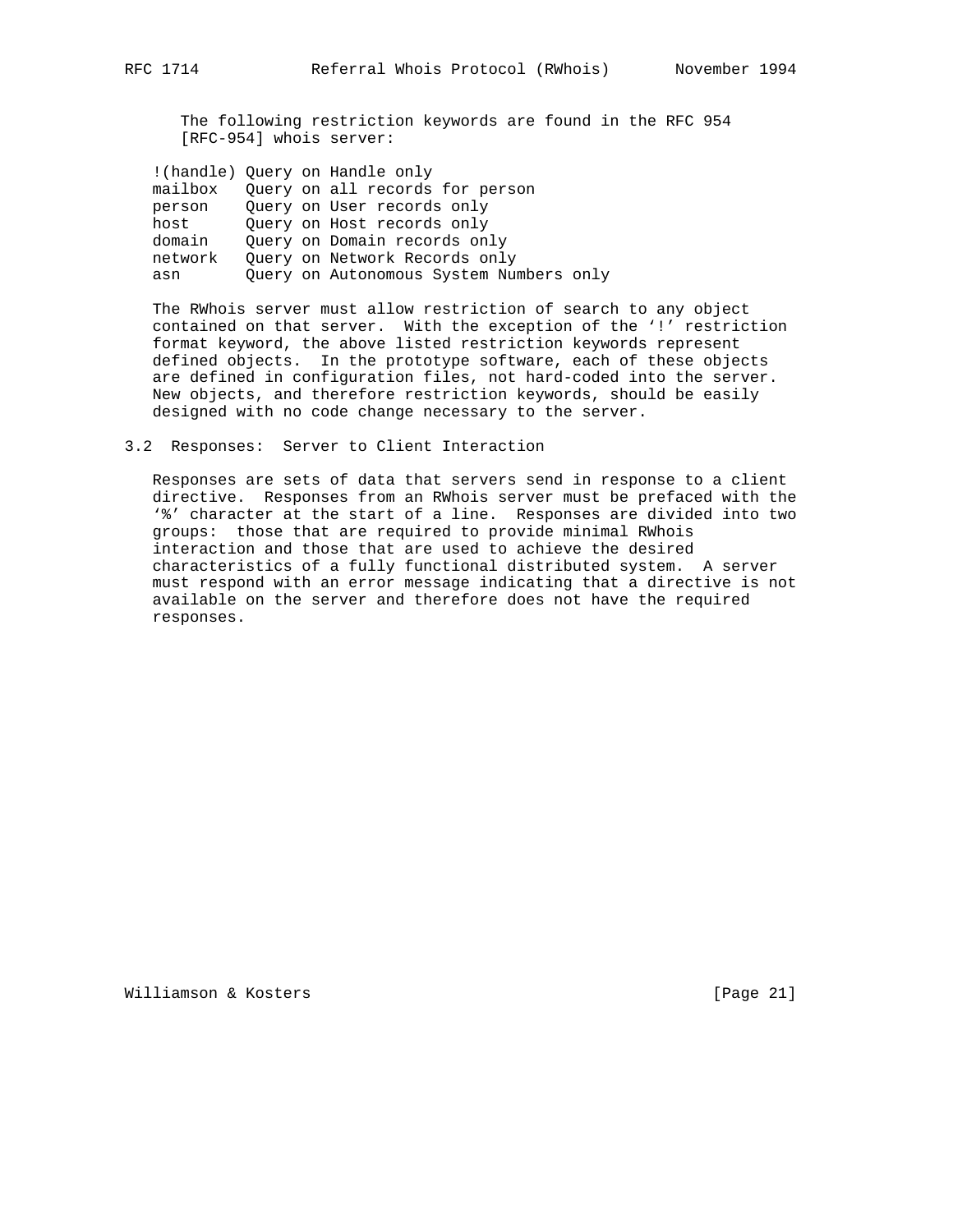The following restriction keywords are found in the RFC 954 [RFC-954] whois server:

```
!(handle) Query on Handle only
mailbox   Query on all records for person
person    Query on User records only
host      Query on Host records only
domain    Query on Domain records only
network   Query on Network Records only
asn       Query on Autonomous System Numbers only
```

The RWhois server must allow restriction of search to any object contained on that server. With the exception of the '!' restriction format keyword, the above listed restriction keywords represent defined objects. In the prototype software, each of these objects are defined in configuration files, not hard-coded into the server. New objects, and therefore restriction keywords, should be easily designed with no code change necessary to the server.

### 3.2 Responses: Server to Client Interaction

Responses are sets of data that servers send in response to a client directive. Responses from an RWhois server must be prefaced with the '%' character at the start of a line. Responses are divided into two groups: those that are required to provide minimal RWhois interaction and those that are used to achieve the desired characteristics of a fully functional distributed system. A server must respond with an error message indicating that a directive is not available on the server and therefore does not have the required responses.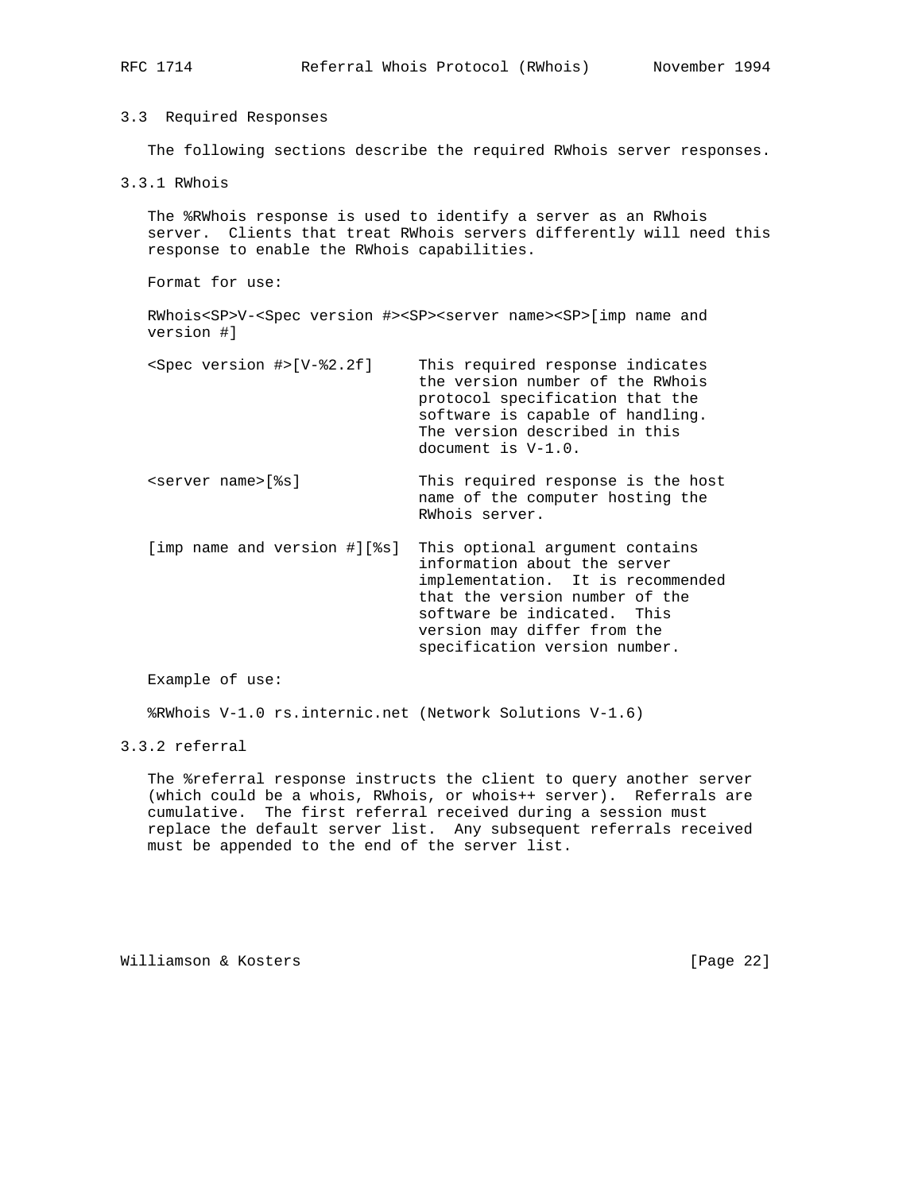### 3.3 Required Responses

The following sections describe the required RWhois server responses.

#### 3.3.1 RWhois

The %RWhois response is used to identify a server as an RWhois server. Clients that treat RWhois servers differently will need this response to enable the RWhois capabilities.

Format for use:

RWhois<SP>V-<Spec version #><SP><server name><SP>[imp name and version #]

| | |
|---|---|
| <Spec version #>[V-%2.2f] | This required response indicates the version number of the RWhois protocol specification that the software is capable of handling. The version described in this document is V-1.0. |
| <server name>[%s] | This required response is the host name of the computer hosting the RWhois server. |
| [imp name and version #][%s] | This optional argument contains information about the server implementation. It is recommended that the version number of the software be indicated. This version may differ from the specification version number. |

Example of use:

```
%RWhois V-1.0 rs.internic.net (Network Solutions V-1.6)
```

#### 3.3.2 referral

The %referral response instructs the client to query another server (which could be a whois, RWhois, or whois++ server). Referrals are cumulative. The first referral received during a session must replace the default server list. Any subsequent referrals received must be appended to the end of the server list.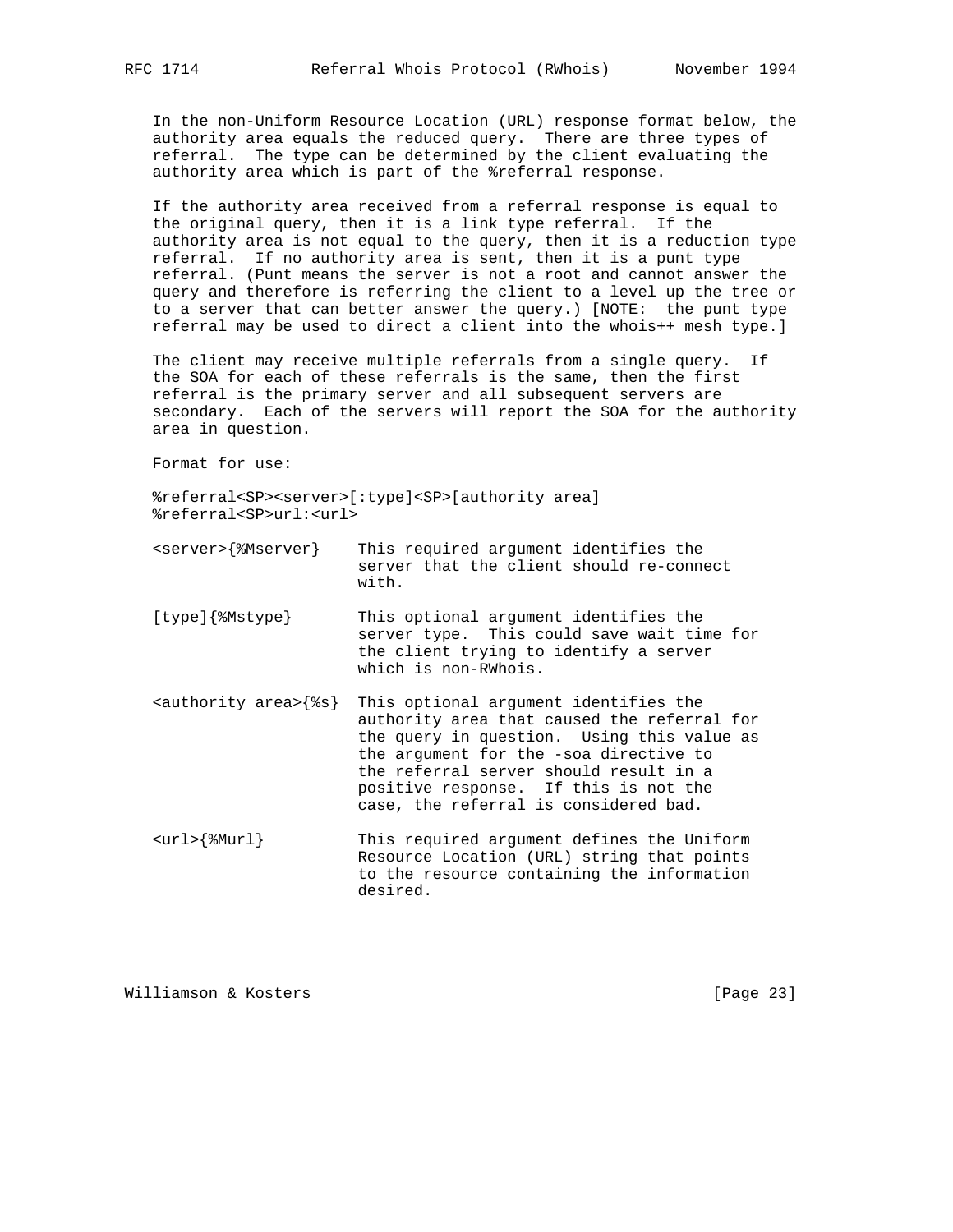In the non-Uniform Resource Location (URL) response format below, the authority area equals the reduced query. There are three types of referral. The type can be determined by the client evaluating the authority area which is part of the %referral response.

If the authority area received from a referral response is equal to the original query, then it is a link type referral. If the authority area is not equal to the query, then it is a reduction type referral. If no authority area is sent, then it is a punt type referral. (Punt means the server is not a root and cannot answer the query and therefore is referring the client to a level up the tree or to a server that can better answer the query.) [NOTE: the punt type referral may be used to direct a client into the whois++ mesh type.]

The client may receive multiple referrals from a single query. If the SOA for each of these referrals is the same, then the first referral is the primary server and all subsequent servers are secondary. Each of the servers will report the SOA for the authority area in question.

Format for use:

```
%referral<SP><server>[:type]<SP>[authority area]
%referral<SP>url:<url>
```

```
<server>{%Mserver}    This required argument identifies the
                      server that the client should re-connect
                      with.

[type]{%Mstype}       This optional argument identifies the
                      server type.  This could save wait time for
                      the client trying to identify a server
                      which is non-RWhois.

<authority area>{%s}  This optional argument identifies the
                      authority area that caused the referral for
                      the query in question.  Using this value as
                      the argument for the -soa directive to
                      the referral server should result in a
                      positive response.  If this is not the
                      case, the referral is considered bad.

<url>{%Murl}          This required argument defines the Uniform
                      Resource Location (URL) string that points
                      to the resource containing the information
                      desired.
```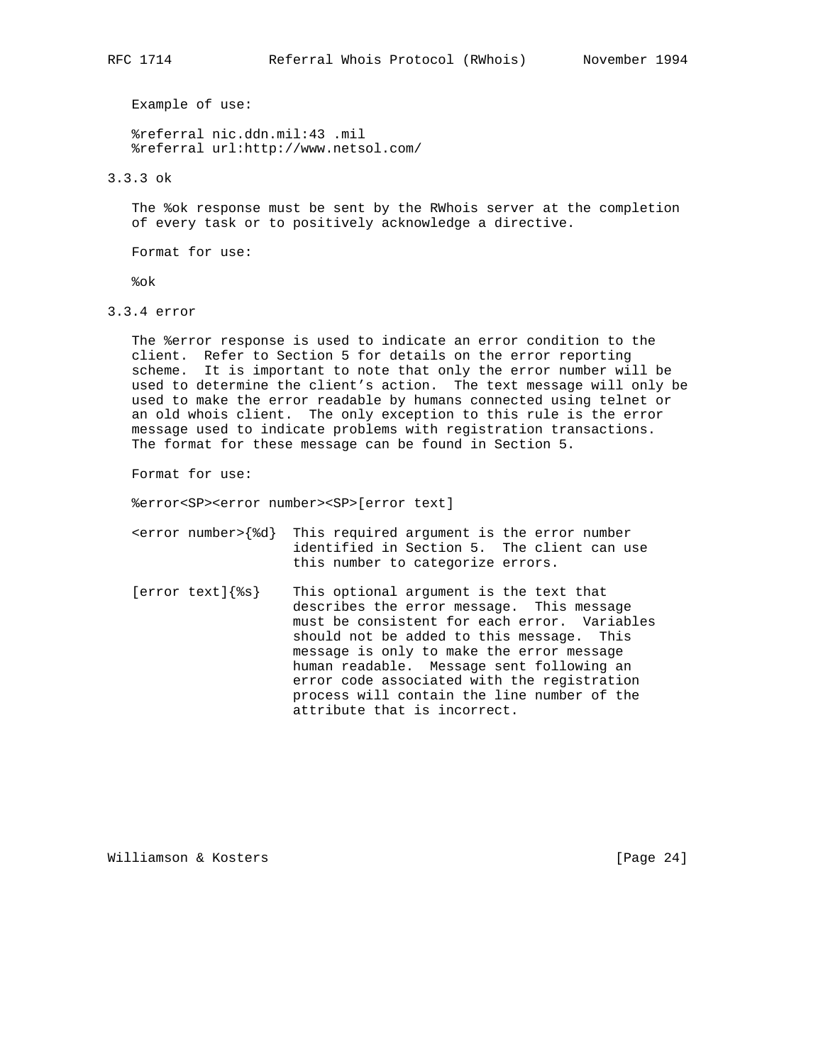Example of use:

```
%referral nic.ddn.mil:43 .mil
%referral url:http://www.netsol.com/
```

### 3.3.3 ok

The %ok response must be sent by the RWhois server at the completion of every task or to positively acknowledge a directive.

Format for use:

```
%ok
```

### 3.3.4 error

The %error response is used to indicate an error condition to the client. Refer to Section 5 for details on the error reporting scheme. It is important to note that only the error number will be used to determine the client's action. The text message will only be used to make the error readable by humans connected using telnet or an old whois client. The only exception to this rule is the error message used to indicate problems with registration transactions. The format for these message can be found in Section 5.

Format for use:

```
%error<SP><error number><SP>[error text]
```

<error number>{%d} This required argument is the error number identified in Section 5. The client can use this number to categorize errors.

[error text]{%s} This optional argument is the text that describes the error message. This message must be consistent for each error. Variables should not be added to this message. This message is only to make the error message human readable. Message sent following an error code associated with the registration process will contain the line number of the attribute that is incorrect.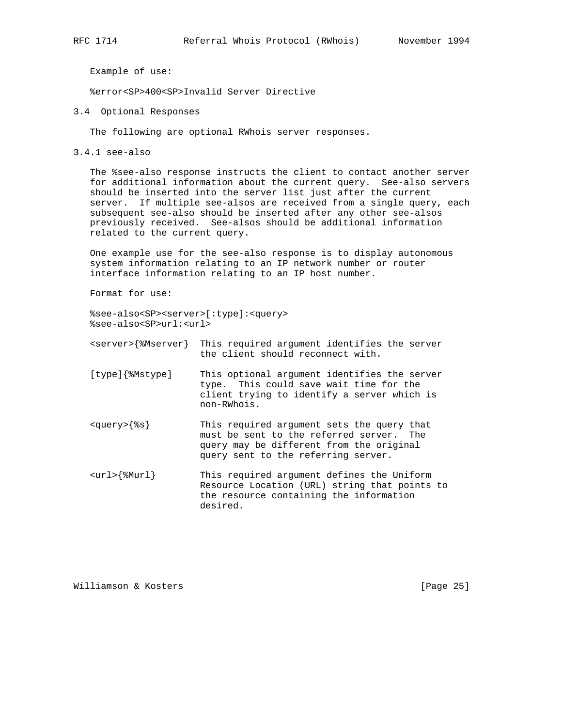Example of use:

```
%error<SP>400<SP>Invalid Server Directive
```

## 3.4 Optional Responses

The following are optional RWhois server responses.

### 3.4.1 see-also

The %see-also response instructs the client to contact another server for additional information about the current query. See-also servers should be inserted into the server list just after the current server. If multiple see-alsos are received from a single query, each subsequent see-also should be inserted after any other see-alsos previously received. See-alsos should be additional information related to the current query.

One example use for the see-also response is to display autonomous system information relating to an IP network number or router interface information relating to an IP host number.

Format for use:

```
%see-also<SP><server>[:type]:<query>
%see-also<SP>url:<url>
```

<server>{%Mserver} This required argument identifies the server the client should reconnect with.

[type]{%Mstype} This optional argument identifies the server type. This could save wait time for the client trying to identify a server which is non-RWhois.

<query>{%s} This required argument sets the query that must be sent to the referred server. The query may be different from the original query sent to the referring server.

<url>{%Murl} This required argument defines the Uniform Resource Location (URL) string that points to the resource containing the information desired.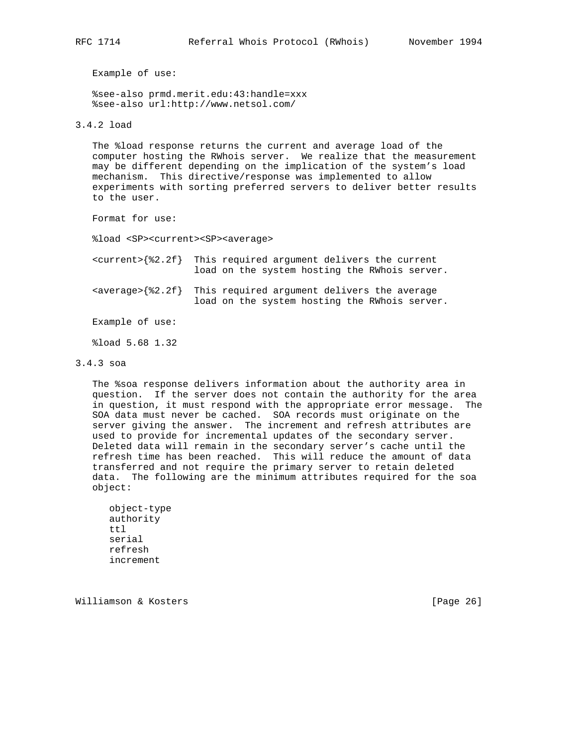Example of use:

```
%see-also prmd.merit.edu:43:handle=xxx
%see-also url:http://www.netsol.com/
```

### 3.4.2 load

The %load response returns the current and average load of the computer hosting the RWhois server. We realize that the measurement may be different depending on the implication of the system's load mechanism. This directive/response was implemented to allow experiments with sorting preferred servers to deliver better results to the user.

Format for use:

```
%load <SP><current><SP><average>
```

```
<current>{%2.2f}  This required argument delivers the current
                  load on the system hosting the RWhois server.

<average>{%2.2f}  This required argument delivers the average
                  load on the system hosting the RWhois server.
```

Example of use:

```
%load 5.68 1.32
```

### 3.4.3 soa

The %soa response delivers information about the authority area in question. If the server does not contain the authority for the area in question, it must respond with the appropriate error message. The SOA data must never be cached. SOA records must originate on the server giving the answer. The increment and refresh attributes are used to provide for incremental updates of the secondary server. Deleted data will remain in the secondary server's cache until the refresh time has been reached. This will reduce the amount of data transferred and not require the primary server to retain deleted data. The following are the minimum attributes required for the soa object:

```
object-type
authority
ttl
serial
refresh
increment
```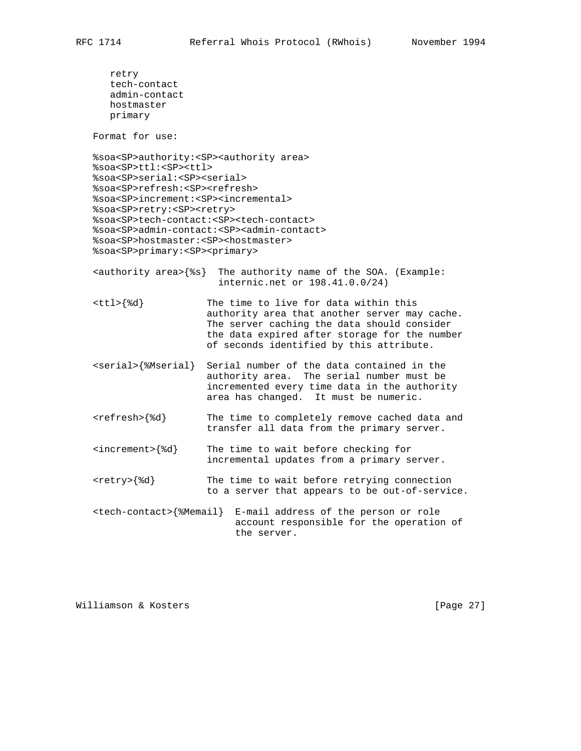```
      retry
      tech-contact
      admin-contact
      hostmaster
      primary

   Format for use:

   %soa<SP>authority:<SP><authority area>
   %soa<SP>ttl:<SP><ttl>
   %soa<SP>serial:<SP><serial>
   %soa<SP>refresh:<SP><refresh>
   %soa<SP>increment:<SP><incremental>
   %soa<SP>retry:<SP><retry>
   %soa<SP>tech-contact:<SP><tech-contact>
   %soa<SP>admin-contact:<SP><admin-contact>
   %soa<SP>hostmaster:<SP><hostmaster>
   %soa<SP>primary:<SP><primary>

   <authority area>{%s}  The authority name of the SOA. (Example:
                         internic.net or 198.41.0.0/24)

   <ttl>{%d}           The time to live for data within this
                       authority area that another server may cache.
                       The server caching the data should consider
                       the data expired after storage for the number
                       of seconds identified by this attribute.

   <serial>{%Mserial}  Serial number of the data contained in the
                       authority area.  The serial number must be
                       incremented every time data in the authority
                       area has changed.  It must be numeric.

   <refresh>{%d}       The time to completely remove cached data and
                       transfer all data from the primary server.

   <increment>{%d}     The time to wait before checking for
                       incremental updates from a primary server.

   <retry>{%d}         The time to wait before retrying connection
                       to a server that appears to be out-of-service.

   <tech-contact>{%Memail}  E-mail address of the person or role
                            account responsible for the operation of
                            the server.
```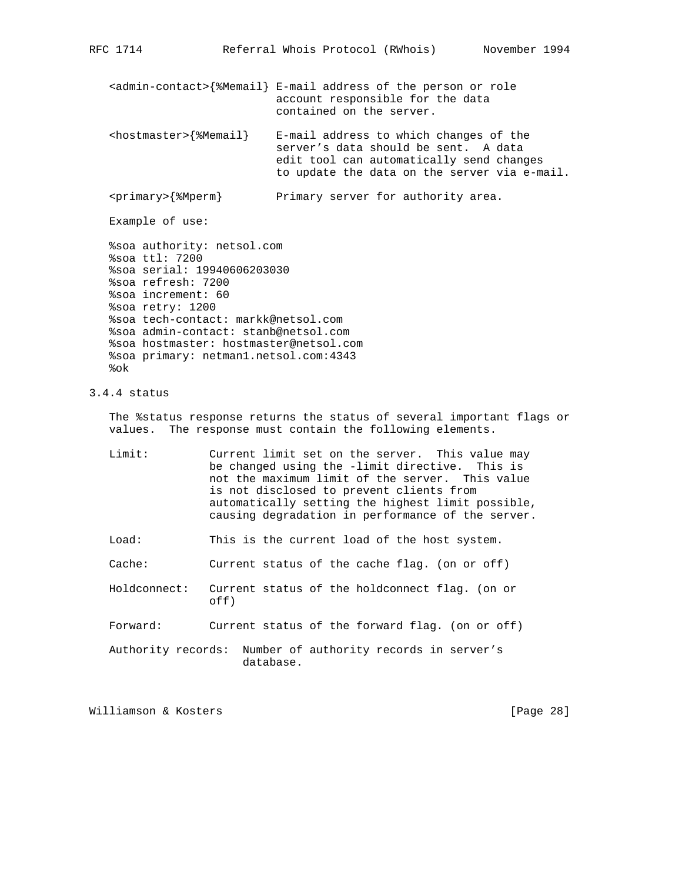<admin-contact>{%Memail} E-mail address of the person or role account responsible for the data contained on the server.

<hostmaster>{%Memail} E-mail address to which changes of the server's data should be sent. A data edit tool can automatically send changes to update the data on the server via e-mail.

<primary>{%Mperm} Primary server for authority area.

Example of use:

```
%soa authority: netsol.com
%soa ttl: 7200
%soa serial: 19940606203030
%soa refresh: 7200
%soa increment: 60
%soa retry: 1200
%soa tech-contact: markk@netsol.com
%soa admin-contact: stanb@netsol.com
%soa hostmaster: hostmaster@netsol.com
%soa primary: netman1.netsol.com:4343
%ok
```

### 3.4.4 status

The %status response returns the status of several important flags or values. The response must contain the following elements.

Limit: Current limit set on the server. This value may be changed using the -limit directive. This is not the maximum limit of the server. This value is not disclosed to prevent clients from automatically setting the highest limit possible, causing degradation in performance of the server.

Load: This is the current load of the host system.

Cache: Current status of the cache flag. (on or off)

Holdconnect: Current status of the holdconnect flag. (on or off)

Forward: Current status of the forward flag. (on or off)

Authority records: Number of authority records in server's database.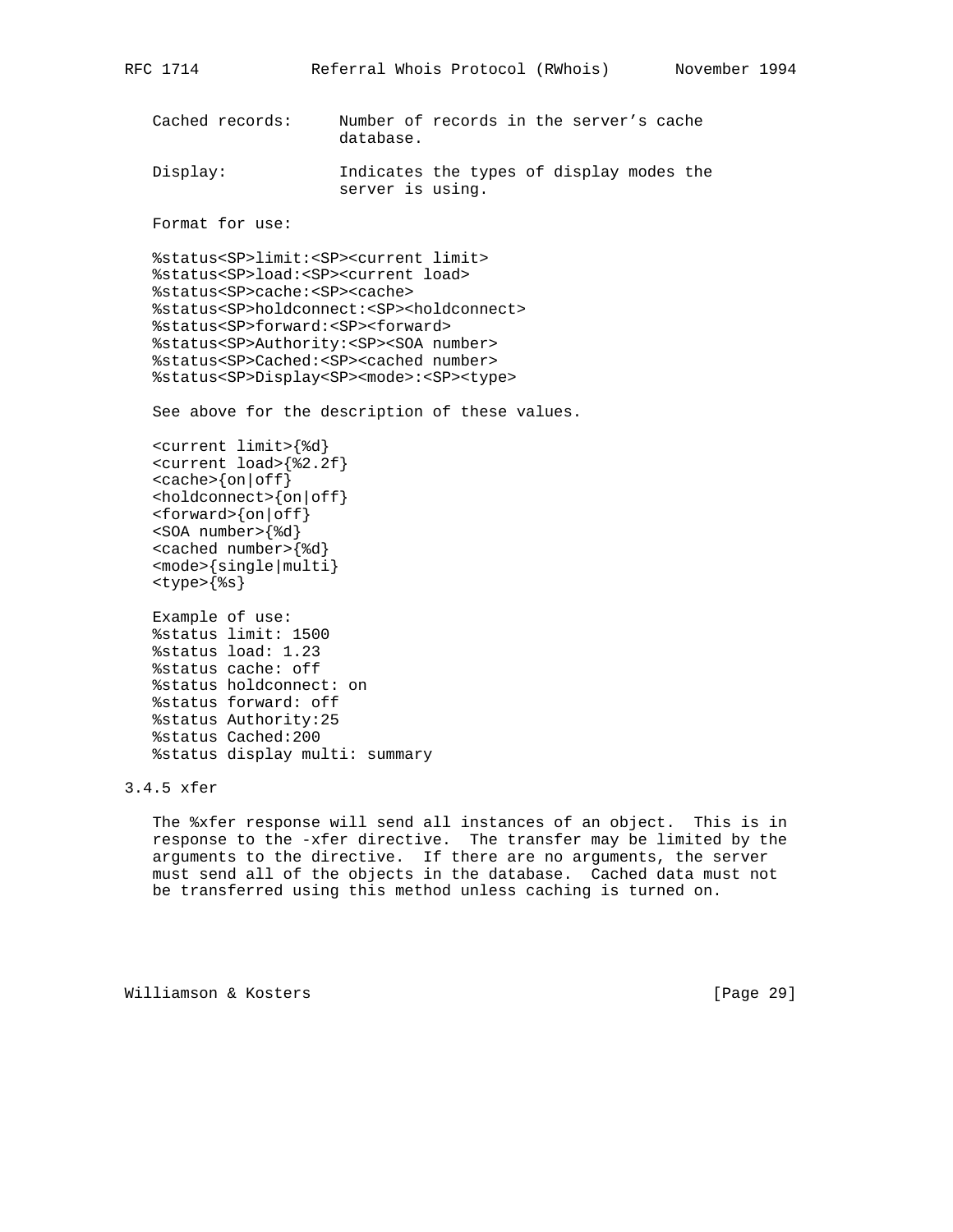Cached records: Number of records in the server's cache database.

Display: Indicates the types of display modes the server is using.

Format for use:

```
%status<SP>limit:<SP><current limit>
%status<SP>load:<SP><current load>
%status<SP>cache:<SP><cache>
%status<SP>holdconnect:<SP><holdconnect>
%status<SP>forward:<SP><forward>
%status<SP>Authority:<SP><SOA number>
%status<SP>Cached:<SP><cached number>
%status<SP>Display<SP><mode>:<SP><type>
```

See above for the description of these values.

```
<current limit>{%d}
<current load>{%2.2f}
<cache>{on|off}
<holdconnect>{on|off}
<forward>{on|off}
<SOA number>{%d}
<cached number>{%d}
<mode>{single|multi}
<type>{%s}
```

Example of use:

```
%status limit: 1500
%status load: 1.23
%status cache: off
%status holdconnect: on
%status forward: off
%status Authority:25
%status Cached:200
%status display multi: summary
```

### 3.4.5 xfer

The %xfer response will send all instances of an object. This is in response to the -xfer directive. The transfer may be limited by the arguments to the directive. If there are no arguments, the server must send all of the objects in the database. Cached data must not be transferred using this method unless caching is turned on.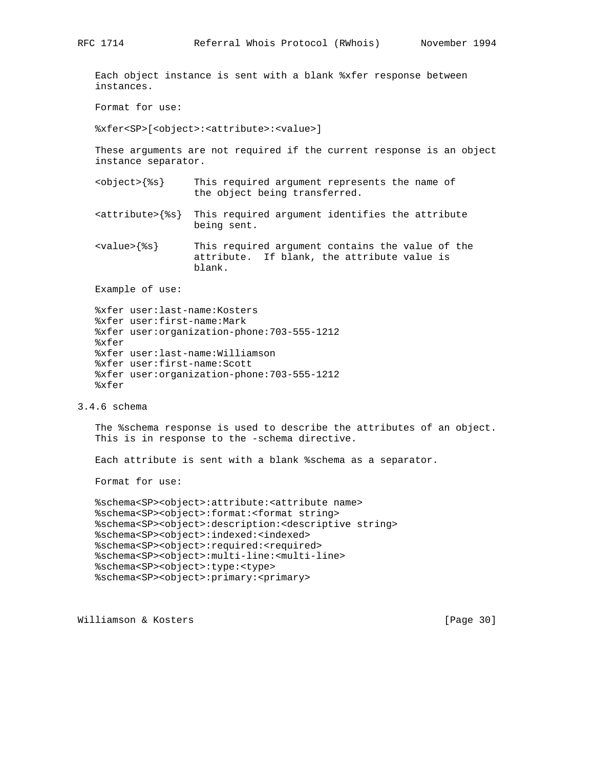Each object instance is sent with a blank %xfer response between instances.

Format for use:

```
%xfer<SP>[<object>:<attribute>:<value>]
```

These arguments are not required if the current response is an object instance separator.

```
<object>{%s}     This required argument represents the name of
                 the object being transferred.

<attribute>{%s}  This required argument identifies the attribute
                 being sent.

<value>{%s}      This required argument contains the value of the
                 attribute.  If blank, the attribute value is
                 blank.
```

Example of use:

```
%xfer user:last-name:Kosters
%xfer user:first-name:Mark
%xfer user:organization-phone:703-555-1212
%xfer
%xfer user:last-name:Williamson
%xfer user:first-name:Scott
%xfer user:organization-phone:703-555-1212
%xfer
```

### 3.4.6 schema

The %schema response is used to describe the attributes of an object. This is in response to the -schema directive.

Each attribute is sent with a blank %schema as a separator.

Format for use:

```
%schema<SP><object>:attribute:<attribute name>
%schema<SP><object>:format:<format string>
%schema<SP><object>:description:<descriptive string>
%schema<SP><object>:indexed:<indexed>
%schema<SP><object>:required:<required>
%schema<SP><object>:multi-line:<multi-line>
%schema<SP><object>:type:<type>
%schema<SP><object>:primary:<primary>
```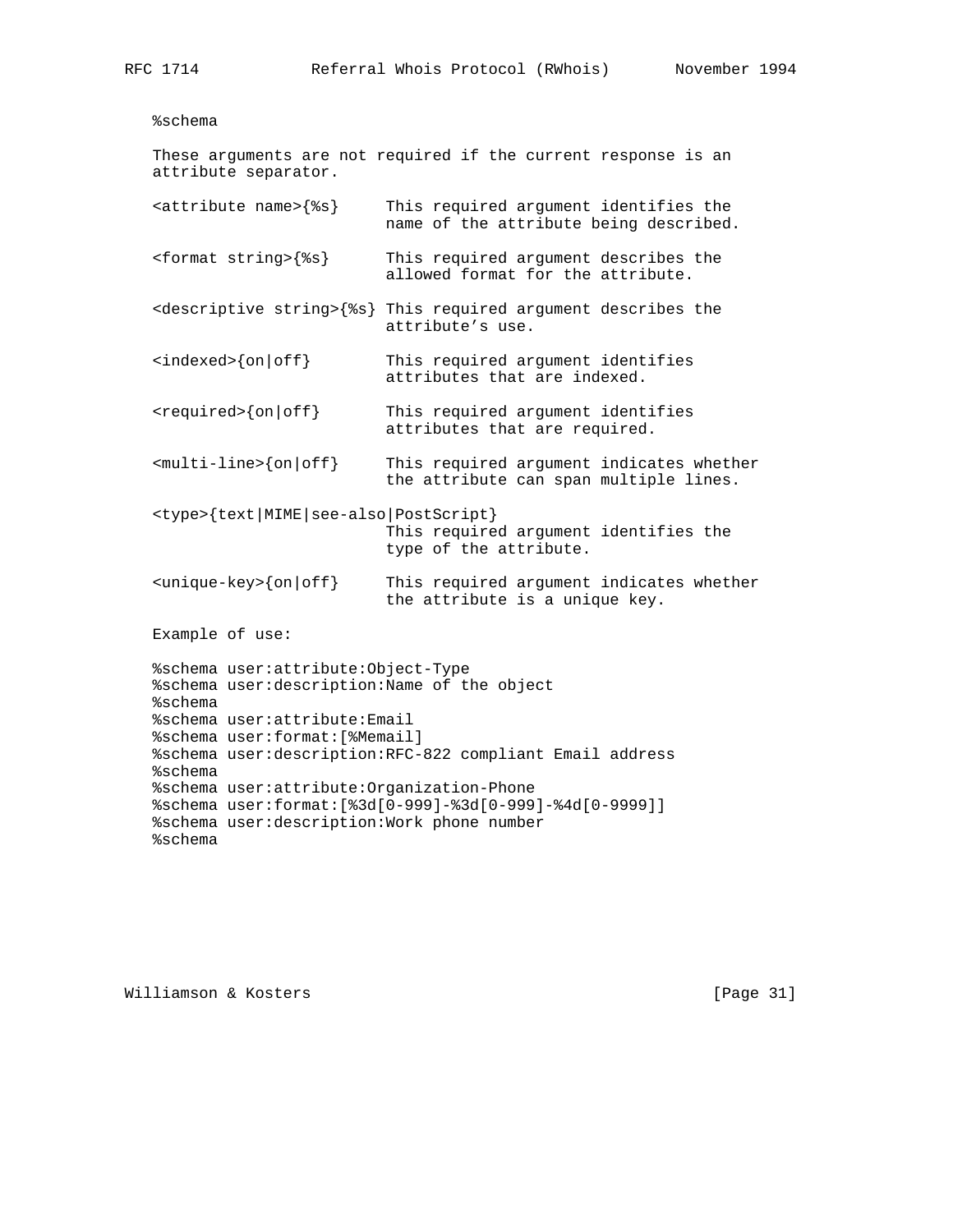```
%schema

These arguments are not required if the current response is an
attribute separator.

<attribute name>{%s}     This required argument identifies the
                         name of the attribute being described.

<format string>{%s}      This required argument describes the
                         allowed format for the attribute.

<descriptive string>{%s} This required argument describes the
                         attribute's use.

<indexed>{on|off}        This required argument identifies
                         attributes that are indexed.

<required>{on|off}       This required argument identifies
                         attributes that are required.

<multi-line>{on|off}     This required argument indicates whether
                         the attribute can span multiple lines.

<type>{text|MIME|see-also|PostScript}
                         This required argument identifies the
                         type of the attribute.

<unique-key>{on|off}     This required argument indicates whether
                         the attribute is a unique key.

Example of use:

%schema user:attribute:Object-Type
%schema user:description:Name of the object
%schema
%schema user:attribute:Email
%schema user:format:[%Memail]
%schema user:description:RFC-822 compliant Email address
%schema
%schema user:attribute:Organization-Phone
%schema user:format:[%3d[0-999]-%3d[0-999]-%4d[0-9999]]
%schema user:description:Work phone number
%schema
```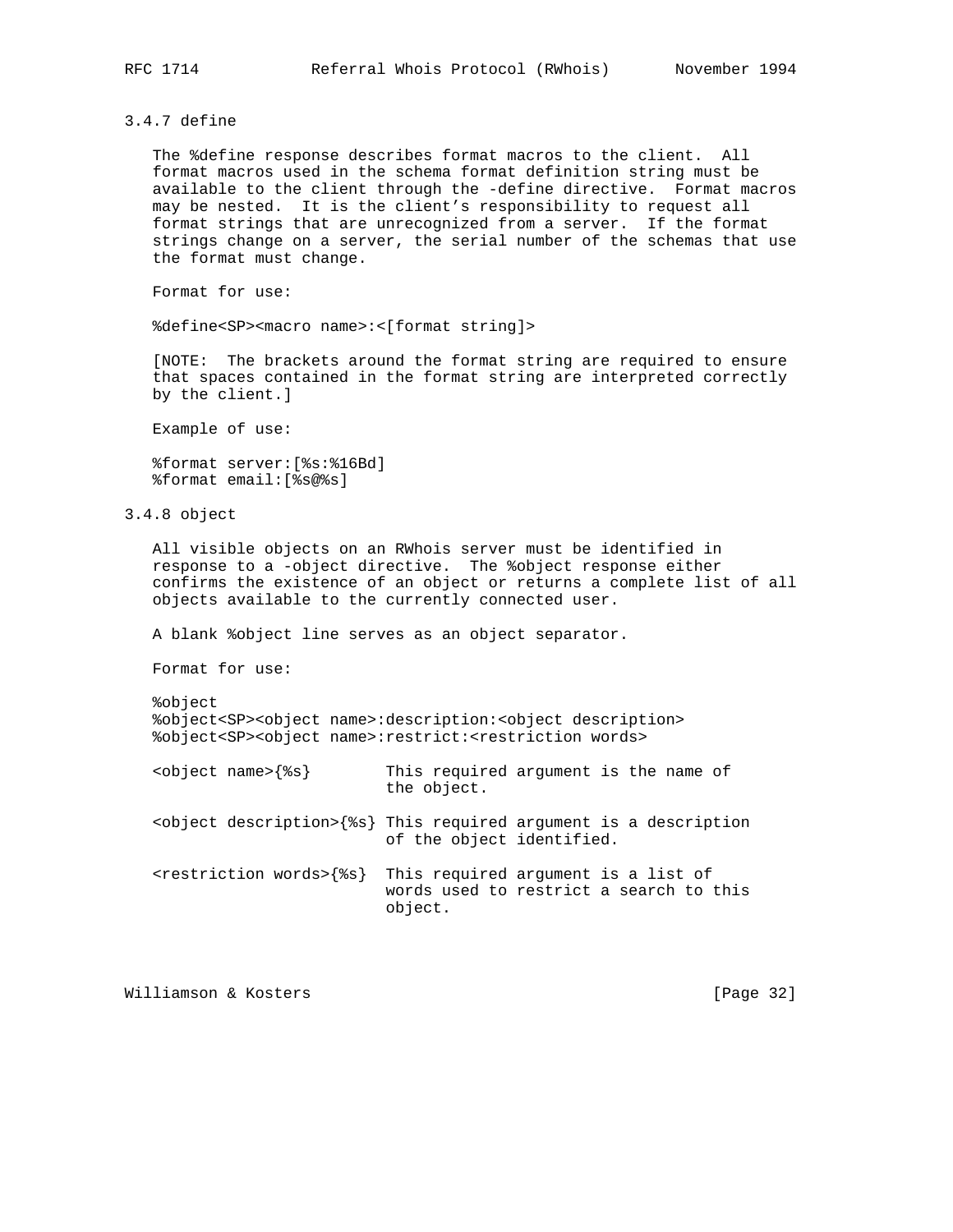### 3.4.7 define

The %define response describes format macros to the client. All format macros used in the schema format definition string must be available to the client through the -define directive. Format macros may be nested. It is the client's responsibility to request all format strings that are unrecognized from a server. If the format strings change on a server, the serial number of the schemas that use the format must change.

Format for use:

```
%define<SP><macro name>:<[format string]>
```

[NOTE: The brackets around the format string are required to ensure that spaces contained in the format string are interpreted correctly by the client.]

Example of use:

```
%format server:[%s:%16Bd]
%format email:[%s@%s]
```

### 3.4.8 object

All visible objects on an RWhois server must be identified in response to a -object directive. The %object response either confirms the existence of an object or returns a complete list of all objects available to the currently connected user.

A blank %object line serves as an object separator.

Format for use:

```
%object
%object<SP><object name>:description:<object description>
%object<SP><object name>:restrict:<restriction words>
```

```
<object name>{%s}        This required argument is the name of
                         the object.

<object description>{%s} This required argument is a description
                         of the object identified.

<restriction words>{%s}  This required argument is a list of
                         words used to restrict a search to this
                         object.
```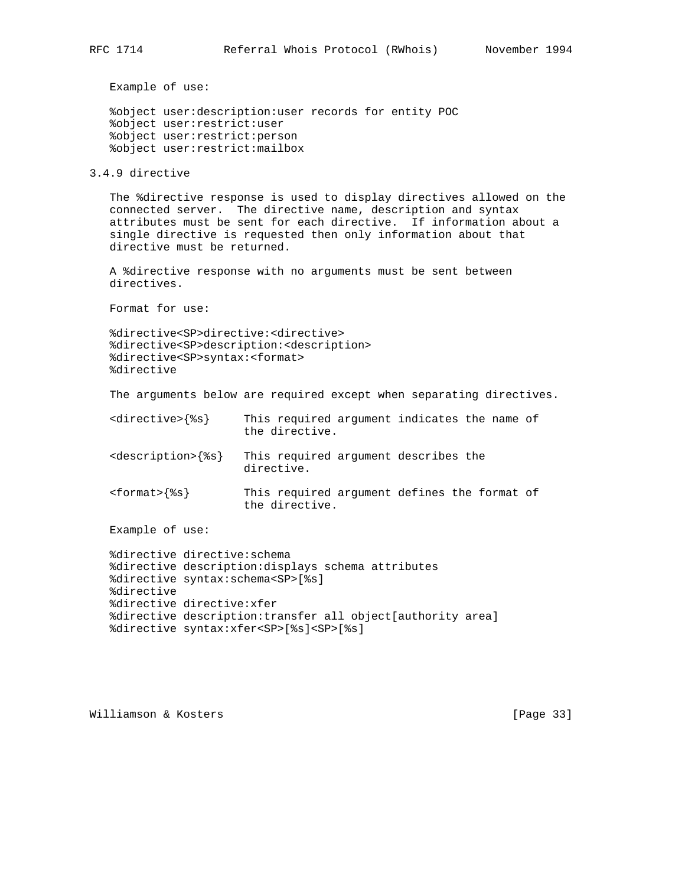Example of use:

```
%object user:description:user records for entity POC
%object user:restrict:user
%object user:restrict:person
%object user:restrict:mailbox
```

### 3.4.9 directive

The %directive response is used to display directives allowed on the connected server. The directive name, description and syntax attributes must be sent for each directive. If information about a single directive is requested then only information about that directive must be returned.

A %directive response with no arguments must be sent between directives.

Format for use:

```
%directive<SP>directive:<directive>
%directive<SP>description:<description>
%directive<SP>syntax:<format>
%directive
```

The arguments below are required except when separating directives.

```
<directive>{%s}     This required argument indicates the name of
                    the directive.

<description>{%s}   This required argument describes the
                    directive.

<format>{%s}        This required argument defines the format of
                    the directive.
```

Example of use:

```
%directive directive:schema
%directive description:displays schema attributes
%directive syntax:schema<SP>[%s]
%directive
%directive directive:xfer
%directive description:transfer all object[authority area]
%directive syntax:xfer<SP>[%s]<SP>[%s]
```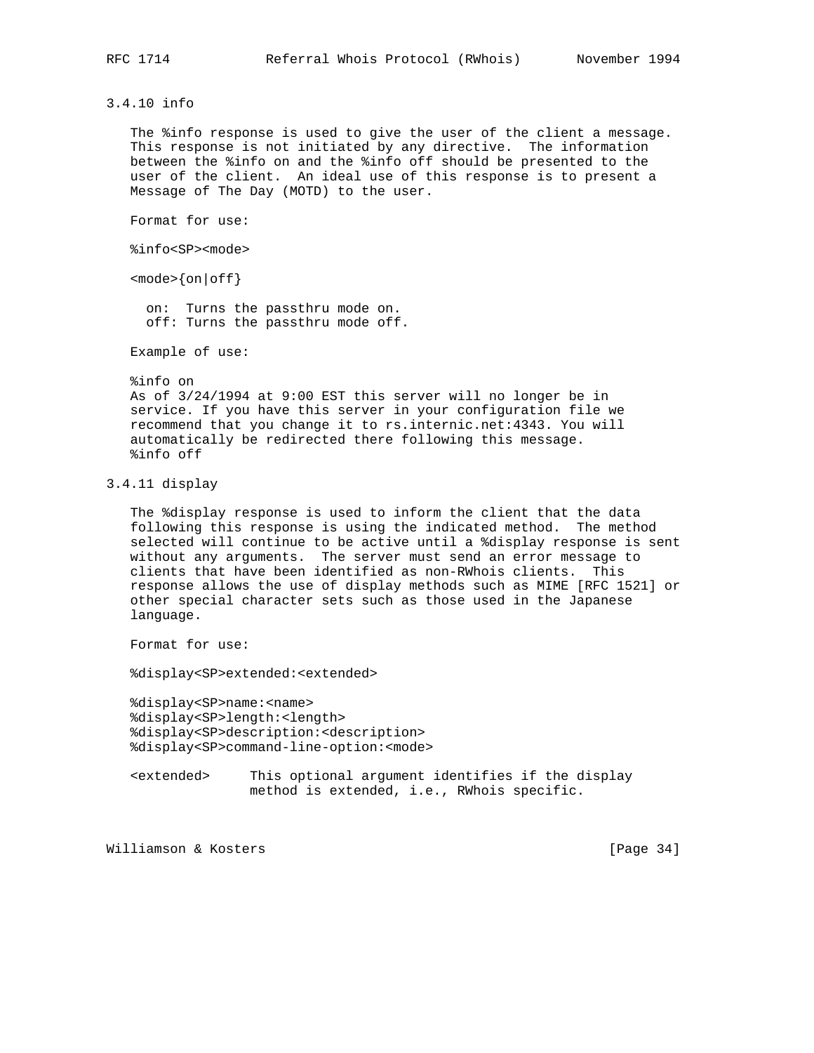### 3.4.10 info

The %info response is used to give the user of the client a message. This response is not initiated by any directive. The information between the %info on and the %info off should be presented to the user of the client. An ideal use of this response is to present a Message of The Day (MOTD) to the user.

Format for use:

```
%info<SP><mode>

<mode>{on|off}

  on:  Turns the passthru mode on.
  off: Turns the passthru mode off.
```

Example of use:

```
%info on
As of 3/24/1994 at 9:00 EST this server will no longer be in
service. If you have this server in your configuration file we
recommend that you change it to rs.internic.net:4343. You will
automatically be redirected there following this message.
%info off
```

### 3.4.11 display

The %display response is used to inform the client that the data following this response is using the indicated method. The method selected will continue to be active until a %display response is sent without any arguments. The server must send an error message to clients that have been identified as non-RWhois clients. This response allows the use of display methods such as MIME [RFC 1521] or other special character sets such as those used in the Japanese language.

Format for use:

```
%display<SP>extended:<extended>

%display<SP>name:<name>
%display<SP>length:<length>
%display<SP>description:<description>
%display<SP>command-line-option:<mode>

<extended>     This optional argument identifies if the display
               method is extended, i.e., RWhois specific.
```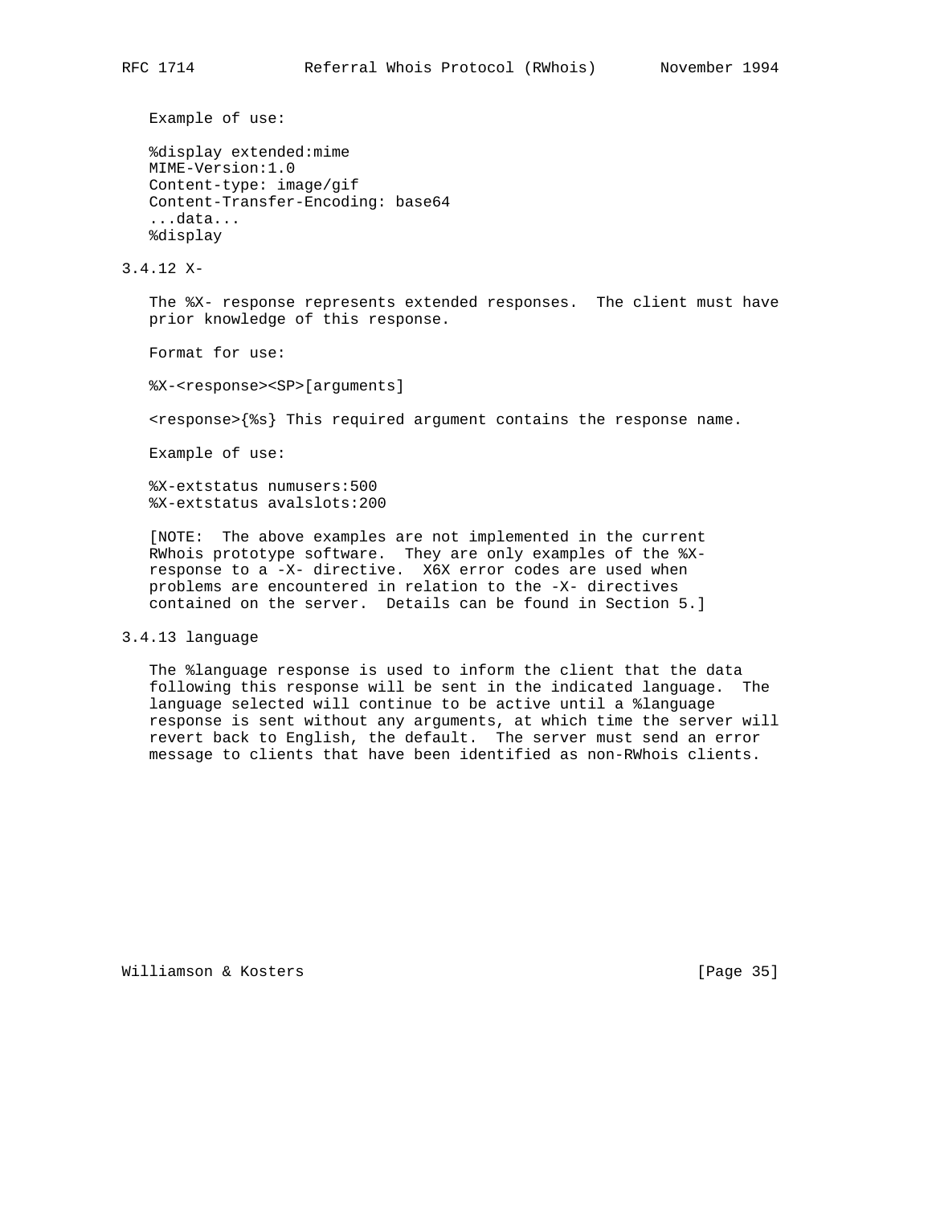Example of use:

```
%display extended:mime
MIME-Version:1.0
Content-type: image/gif
Content-Transfer-Encoding: base64
...data...
%display
```

### 3.4.12 X-

The %X- response represents extended responses. The client must have prior knowledge of this response.

Format for use:

```
%X-<response><SP>[arguments]
```

<response>{%s} This required argument contains the response name.

Example of use:

```
%X-extstatus numusers:500
%X-extstatus avalslots:200
```

[NOTE: The above examples are not implemented in the current RWhois prototype software. They are only examples of the %X- response to a -X- directive. X6X error codes are used when problems are encountered in relation to the -X- directives contained on the server. Details can be found in Section 5.]

### 3.4.13 language

The %language response is used to inform the client that the data following this response will be sent in the indicated language. The language selected will continue to be active until a %language response is sent without any arguments, at which time the server will revert back to English, the default. The server must send an error message to clients that have been identified as non-RWhois clients.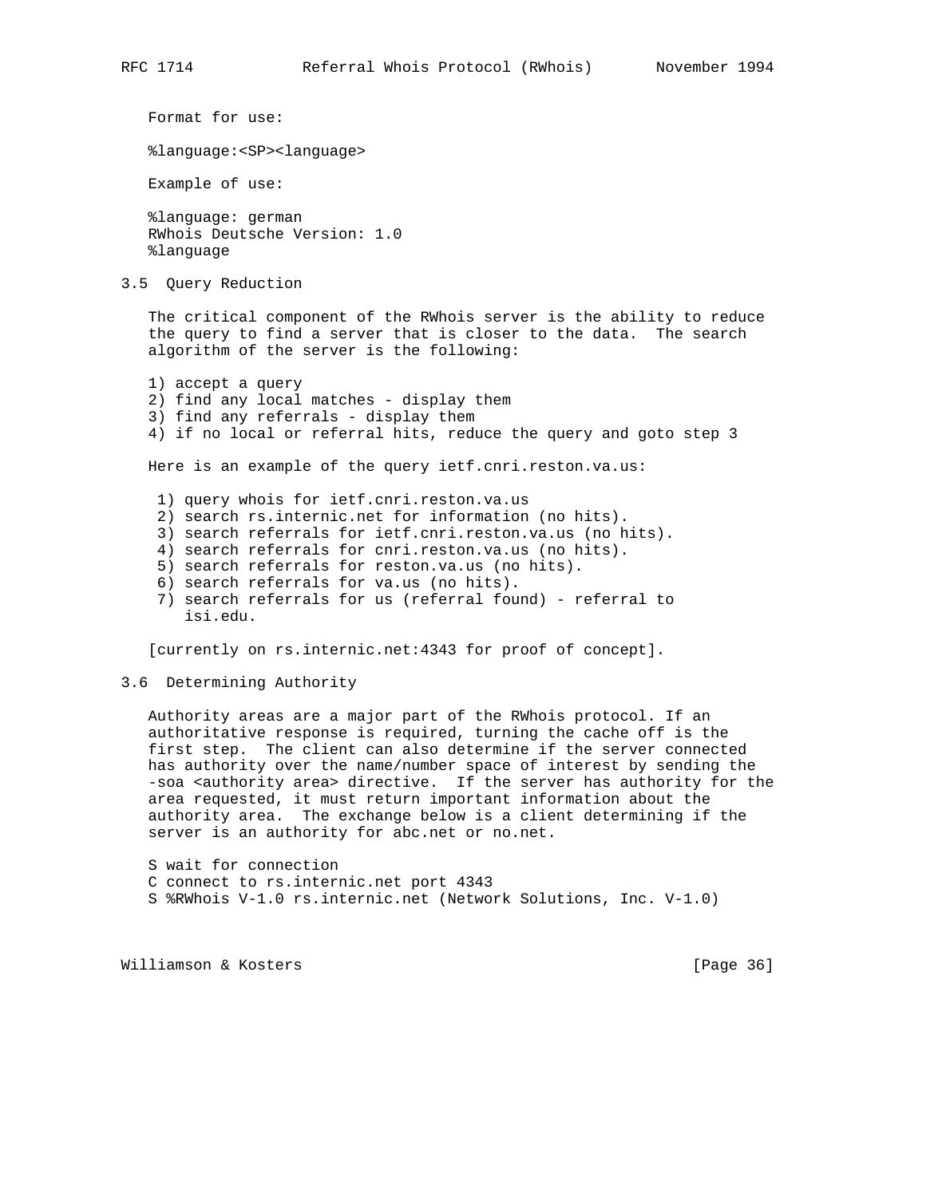Format for use:

```
%language:<SP><language>
```

Example of use:

```
%language: german
RWhois Deutsche Version: 1.0
%language
```

### 3.5 Query Reduction

The critical component of the RWhois server is the ability to reduce the query to find a server that is closer to the data. The search algorithm of the server is the following:

1) accept a query
2) find any local matches - display them
3) find any referrals - display them
4) if no local or referral hits, reduce the query and goto step 3

Here is an example of the query ietf.cnri.reston.va.us:

1) query whois for ietf.cnri.reston.va.us
2) search rs.internic.net for information (no hits).
3) search referrals for ietf.cnri.reston.va.us (no hits).
4) search referrals for cnri.reston.va.us (no hits).
5) search referrals for reston.va.us (no hits).
6) search referrals for va.us (no hits).
7) search referrals for us (referral found) - referral to isi.edu.

[currently on rs.internic.net:4343 for proof of concept].

### 3.6 Determining Authority

Authority areas are a major part of the RWhois protocol. If an authoritative response is required, turning the cache off is the first step. The client can also determine if the server connected has authority over the name/number space of interest by sending the -soa <authority area> directive. If the server has authority for the area requested, it must return important information about the authority area. The exchange below is a client determining if the server is an authority for abc.net or no.net.

```
S wait for connection
C connect to rs.internic.net port 4343
S %RWhois V-1.0 rs.internic.net (Network Solutions, Inc. V-1.0)
```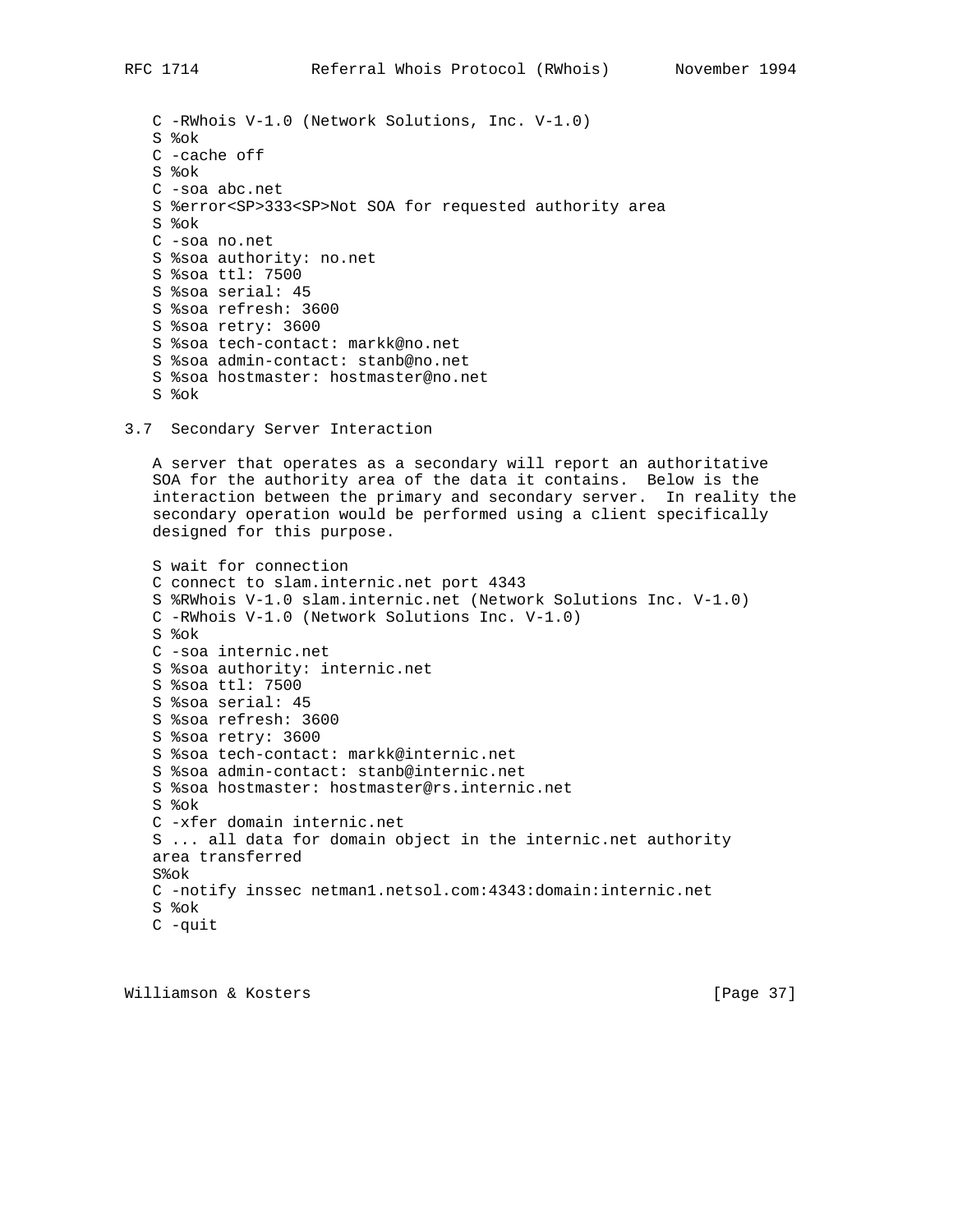```
C -RWhois V-1.0 (Network Solutions, Inc. V-1.0)
S %ok
C -cache off
S %ok
C -soa abc.net
S %error<SP>333<SP>Not SOA for requested authority area
S %ok
C -soa no.net
S %soa authority: no.net
S %soa ttl: 7500
S %soa serial: 45
S %soa refresh: 3600
S %soa retry: 3600
S %soa tech-contact: markk@no.net
S %soa admin-contact: stanb@no.net
S %soa hostmaster: hostmaster@no.net
S %ok
```

### 3.7 Secondary Server Interaction

A server that operates as a secondary will report an authoritative SOA for the authority area of the data it contains. Below is the interaction between the primary and secondary server. In reality the secondary operation would be performed using a client specifically designed for this purpose.

```
S wait for connection
C connect to slam.internic.net port 4343
S %RWhois V-1.0 slam.internic.net (Network Solutions Inc. V-1.0)
C -RWhois V-1.0 (Network Solutions Inc. V-1.0)
S %ok
C -soa internic.net
S %soa authority: internic.net
S %soa ttl: 7500
S %soa serial: 45
S %soa refresh: 3600
S %soa retry: 3600
S %soa tech-contact: markk@internic.net
S %soa admin-contact: stanb@internic.net
S %soa hostmaster: hostmaster@rs.internic.net
S %ok
C -xfer domain internic.net
S ... all data for domain object in the internic.net authority
area transferred
S%ok
C -notify inssec netman1.netsol.com:4343:domain:internic.net
S %ok
C -quit
```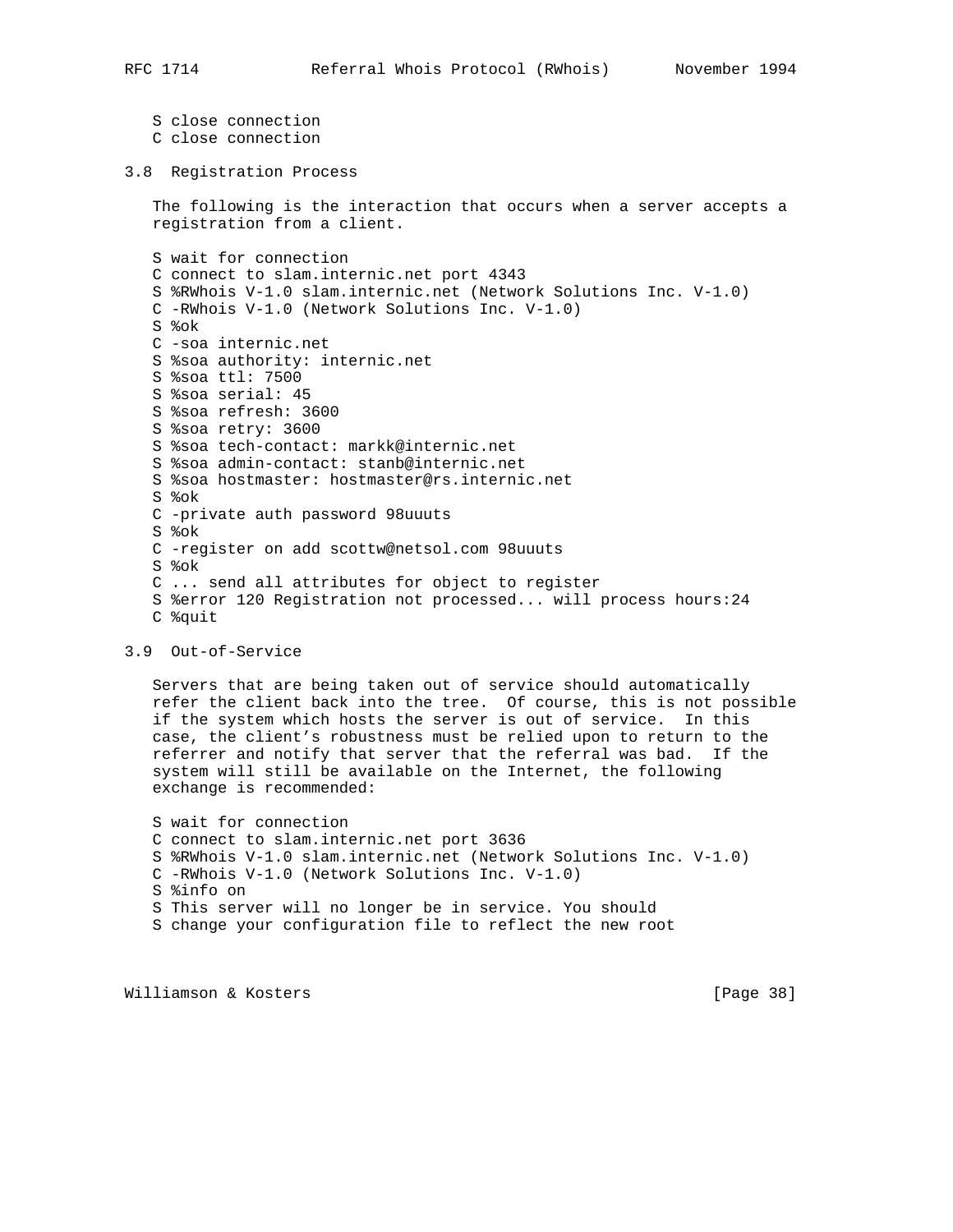```
S close connection
C close connection
```

### 3.8 Registration Process

The following is the interaction that occurs when a server accepts a registration from a client.

```
S wait for connection
C connect to slam.internic.net port 4343
S %RWhois V-1.0 slam.internic.net (Network Solutions Inc. V-1.0)
C -RWhois V-1.0 (Network Solutions Inc. V-1.0)
S %ok
C -soa internic.net
S %soa authority: internic.net
S %soa ttl: 7500
S %soa serial: 45
S %soa refresh: 3600
S %soa retry: 3600
S %soa tech-contact: markk@internic.net
S %soa admin-contact: stanb@internic.net
S %soa hostmaster: hostmaster@rs.internic.net
S %ok
C -private auth password 98uuuts
S %ok
C -register on add scottw@netsol.com 98uuuts
S %ok
C ... send all attributes for object to register
S %error 120 Registration not processed... will process hours:24
C %quit
```

### 3.9 Out-of-Service

Servers that are being taken out of service should automatically refer the client back into the tree. Of course, this is not possible if the system which hosts the server is out of service. In this case, the client's robustness must be relied upon to return to the referrer and notify that server that the referral was bad. If the system will still be available on the Internet, the following exchange is recommended:

```
S wait for connection
C connect to slam.internic.net port 3636
S %RWhois V-1.0 slam.internic.net (Network Solutions Inc. V-1.0)
C -RWhois V-1.0 (Network Solutions Inc. V-1.0)
S %info on
S This server will no longer be in service. You should
S change your configuration file to reflect the new root
```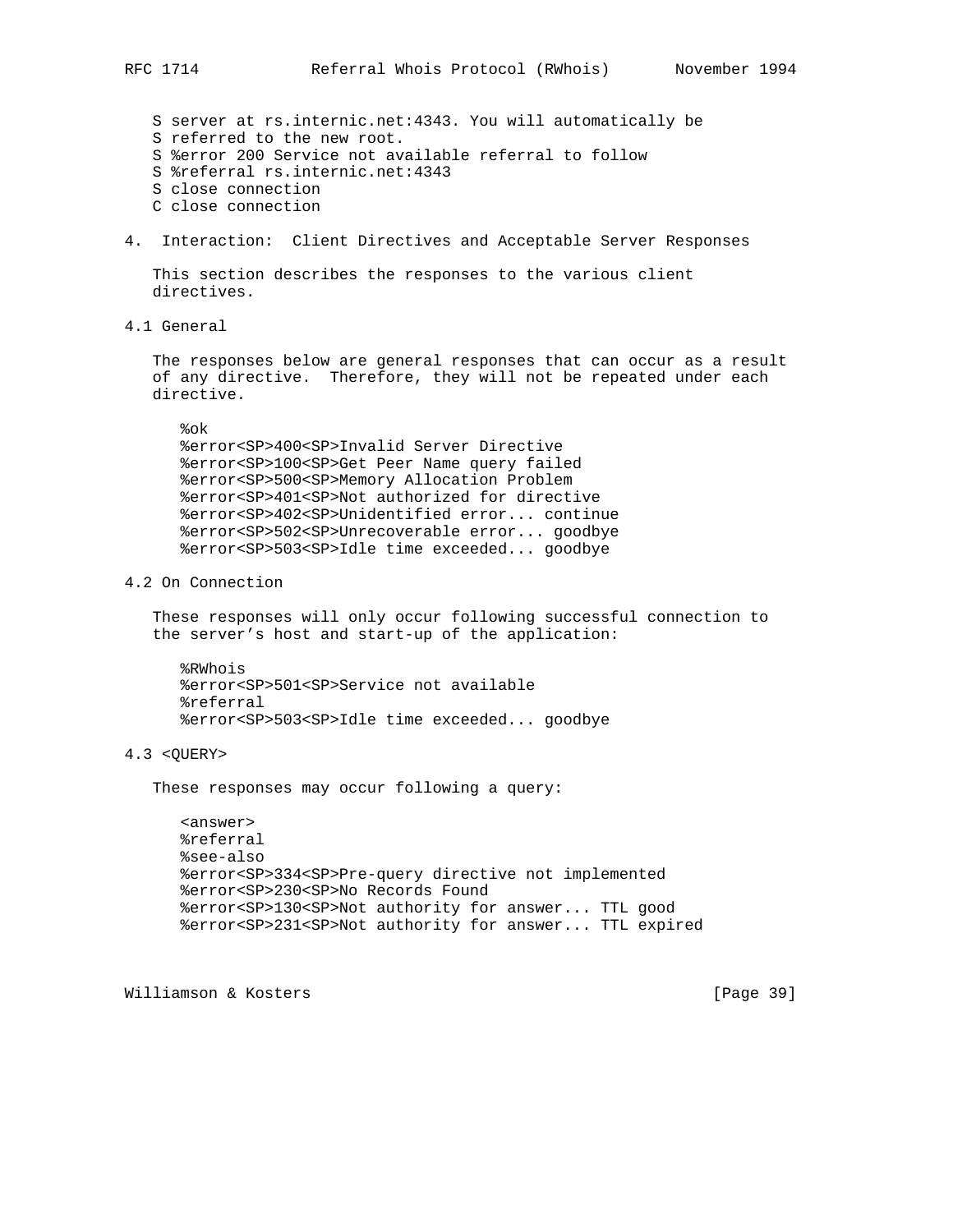```
S server at rs.internic.net:4343. You will automatically be
S referred to the new root.
S %error 200 Service not available referral to follow
S %referral rs.internic.net:4343
S close connection
C close connection
```

## 4. Interaction: Client Directives and Acceptable Server Responses

This section describes the responses to the various client directives.

### 4.1 General

The responses below are general responses that can occur as a result of any directive. Therefore, they will not be repeated under each directive.

```
%ok
%error<SP>400<SP>Invalid Server Directive
%error<SP>100<SP>Get Peer Name query failed
%error<SP>500<SP>Memory Allocation Problem
%error<SP>401<SP>Not authorized for directive
%error<SP>402<SP>Unidentified error... continue
%error<SP>502<SP>Unrecoverable error... goodbye
%error<SP>503<SP>Idle time exceeded... goodbye
```

### 4.2 On Connection

These responses will only occur following successful connection to the server's host and start-up of the application:

```
%RWhois
%error<SP>501<SP>Service not available
%referral
%error<SP>503<SP>Idle time exceeded... goodbye
```

### 4.3 <QUERY>

These responses may occur following a query:

```
<answer>
%referral
%see-also
%error<SP>334<SP>Pre-query directive not implemented
%error<SP>230<SP>No Records Found
%error<SP>130<SP>Not authority for answer... TTL good
%error<SP>231<SP>Not authority for answer... TTL expired
```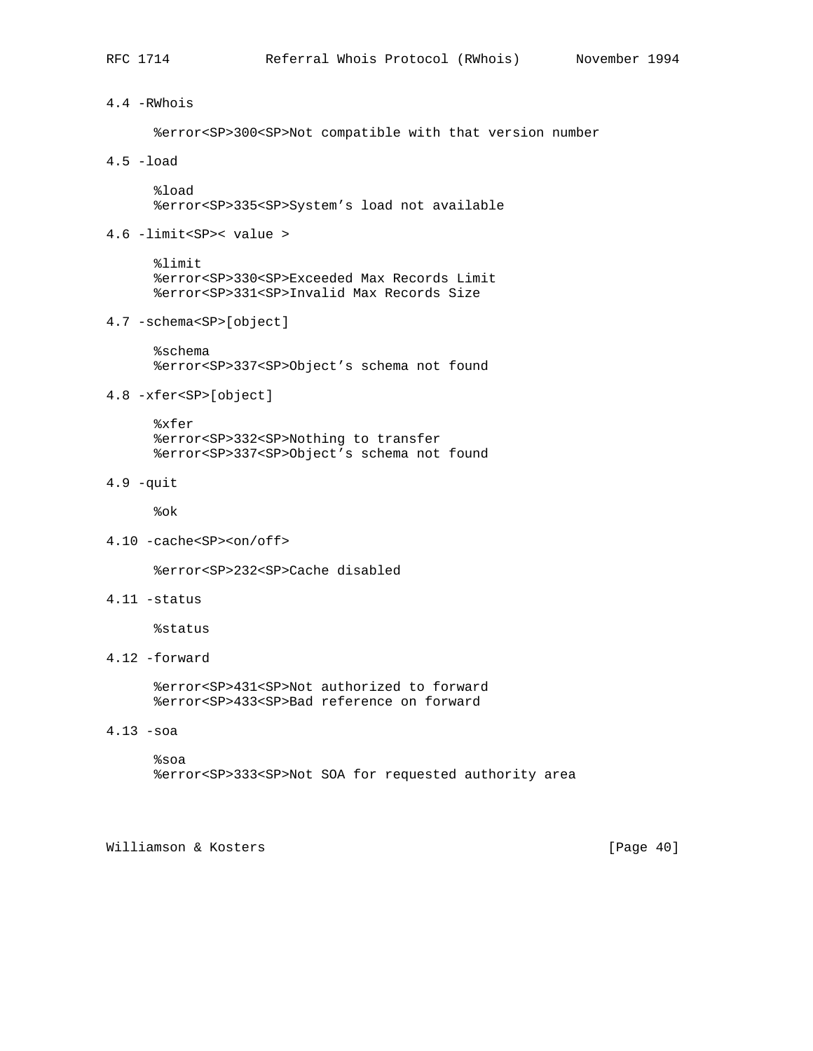4.4 -RWhois

```
%error<SP>300<SP>Not compatible with that version number
```

4.5 -load

```
%load
%error<SP>335<SP>System's load not available
```

4.6 -limit<SP>< value >

```
%limit
%error<SP>330<SP>Exceeded Max Records Limit
%error<SP>331<SP>Invalid Max Records Size
```

4.7 -schema<SP>[object]

```
%schema
%error<SP>337<SP>Object's schema not found
```

4.8 -xfer<SP>[object]

```
%xfer
%error<SP>332<SP>Nothing to transfer
%error<SP>337<SP>Object's schema not found
```

4.9 -quit

```
%ok
```

4.10 -cache<SP><on/off>

```
%error<SP>232<SP>Cache disabled
```

4.11 -status

```
%status
```

4.12 -forward

```
%error<SP>431<SP>Not authorized to forward
%error<SP>433<SP>Bad reference on forward
```

4.13 -soa

```
%soa
%error<SP>333<SP>Not SOA for requested authority area
```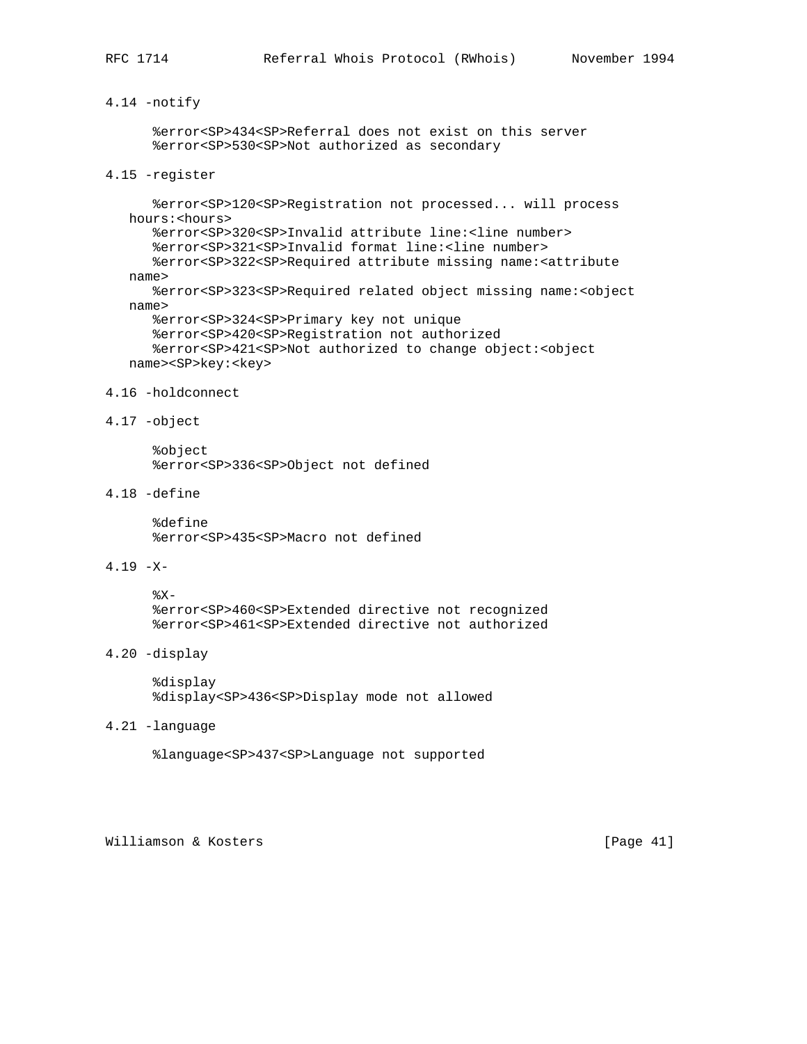4.14 -notify

```
   %error<SP>434<SP>Referral does not exist on this server
   %error<SP>530<SP>Not authorized as secondary
```

4.15 -register

```
   %error<SP>120<SP>Registration not processed... will process
hours:<hours>
   %error<SP>320<SP>Invalid attribute line:<line number>
   %error<SP>321<SP>Invalid format line:<line number>
   %error<SP>322<SP>Required attribute missing name:<attribute
name>
   %error<SP>323<SP>Required related object missing name:<object
name>
   %error<SP>324<SP>Primary key not unique
   %error<SP>420<SP>Registration not authorized
   %error<SP>421<SP>Not authorized to change object:<object
name><SP>key:<key>
```

4.16 -holdconnect

4.17 -object

```
   %object
   %error<SP>336<SP>Object not defined
```

4.18 -define

```
   %define
   %error<SP>435<SP>Macro not defined
```

4.19 -X-

```
   %X-
   %error<SP>460<SP>Extended directive not recognized
   %error<SP>461<SP>Extended directive not authorized
```

4.20 -display

```
   %display
   %display<SP>436<SP>Display mode not allowed
```

4.21 -language

```
   %language<SP>437<SP>Language not supported
```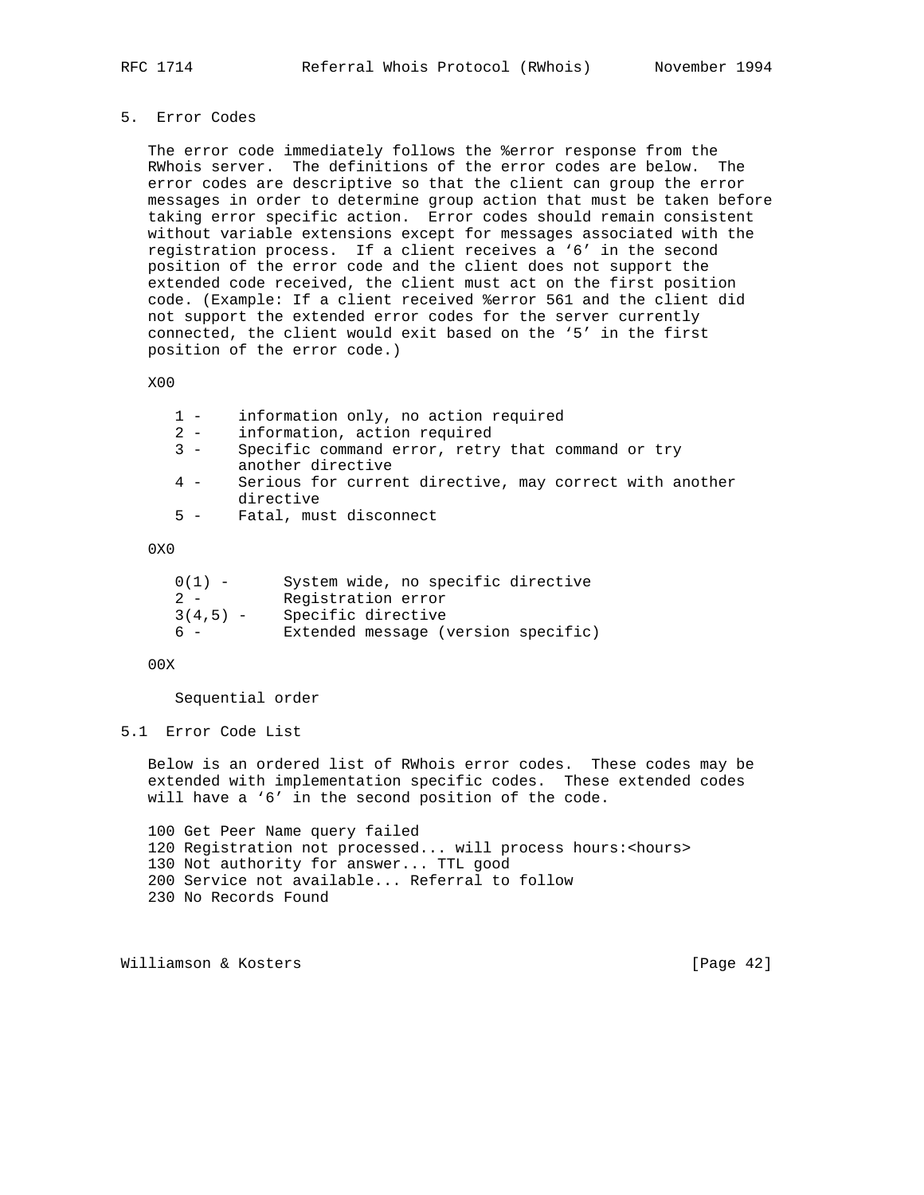## 5. Error Codes

The error code immediately follows the %error response from the RWhois server. The definitions of the error codes are below. The error codes are descriptive so that the client can group the error messages in order to determine group action that must be taken before taking error specific action. Error codes should remain consistent without variable extensions except for messages associated with the registration process. If a client receives a '6' in the second position of the error code and the client does not support the extended code received, the client must act on the first position code. (Example: If a client received %error 561 and the client did not support the extended error codes for the server currently connected, the client would exit based on the '5' in the first position of the error code.)

X00

```
1 -    information only, no action required
2 -    information, action required
3 -    Specific command error, retry that command or try
       another directive
4 -    Serious for current directive, may correct with another
       directive
5 -    Fatal, must disconnect
```

0X0

```
0(1) -      System wide, no specific directive
2 -         Registration error
3(4,5) -    Specific directive
6 -         Extended message (version specific)
```

00X

Sequential order

### 5.1 Error Code List

Below is an ordered list of RWhois error codes. These codes may be extended with implementation specific codes. These extended codes will have a '6' in the second position of the code.

```
100 Get Peer Name query failed
120 Registration not processed... will process hours:<hours>
130 Not authority for answer... TTL good
200 Service not available... Referral to follow
230 No Records Found
```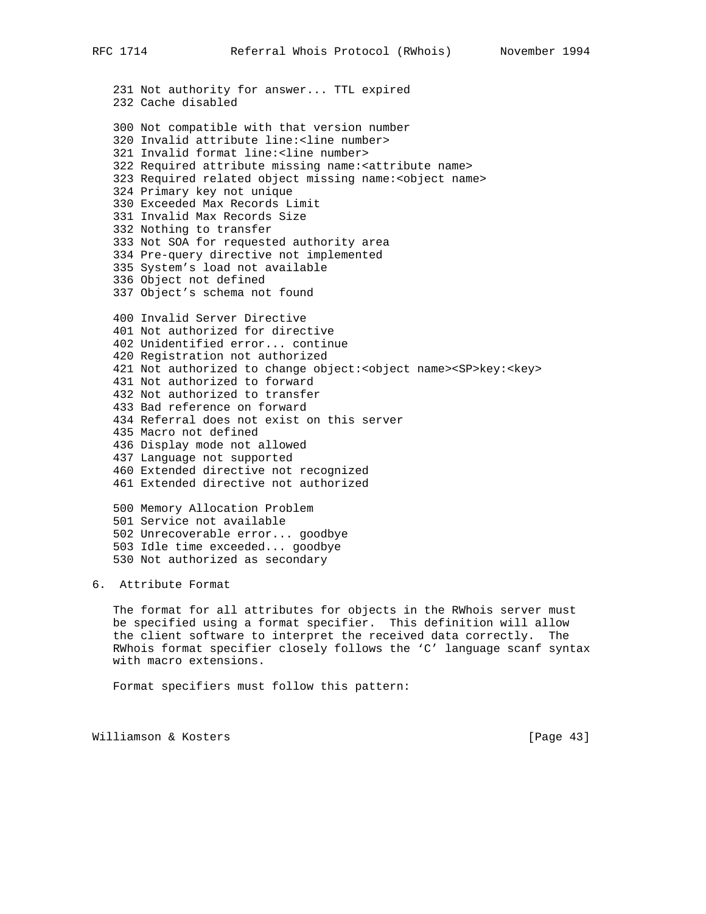231 Not authority for answer... TTL expired
232 Cache disabled

300 Not compatible with that version number
320 Invalid attribute line:<line number>
321 Invalid format line:<line number>
322 Required attribute missing name:<attribute name>
323 Required related object missing name:<object name>
324 Primary key not unique
330 Exceeded Max Records Limit
331 Invalid Max Records Size
332 Nothing to transfer
333 Not SOA for requested authority area
334 Pre-query directive not implemented
335 System's load not available
336 Object not defined
337 Object's schema not found

400 Invalid Server Directive
401 Not authorized for directive
402 Unidentified error... continue
420 Registration not authorized
421 Not authorized to change object:<object name><SP>key:<key>
431 Not authorized to forward
432 Not authorized to transfer
433 Bad reference on forward
434 Referral does not exist on this server
435 Macro not defined
436 Display mode not allowed
437 Language not supported
460 Extended directive not recognized
461 Extended directive not authorized

500 Memory Allocation Problem
501 Service not available
502 Unrecoverable error... goodbye
503 Idle time exceeded... goodbye
530 Not authorized as secondary

## 6. Attribute Format

The format for all attributes for objects in the RWhois server must be specified using a format specifier. This definition will allow the client software to interpret the received data correctly. The RWhois format specifier closely follows the 'C' language scanf syntax with macro extensions.

Format specifiers must follow this pattern: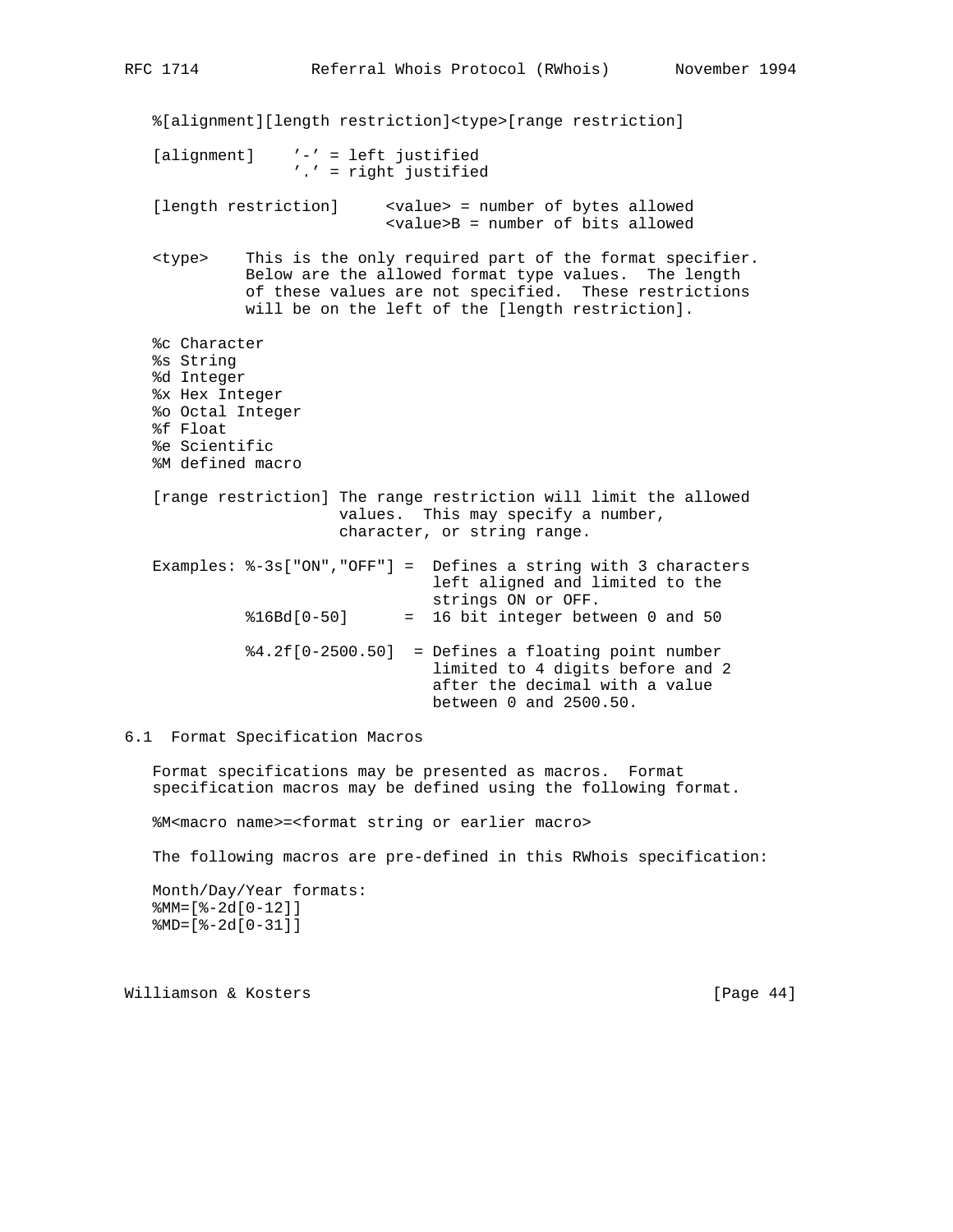```
%[alignment][length restriction]<type>[range restriction]

[alignment]    '-' = left justified
               '.' = right justified

[length restriction]     <value> = number of bytes allowed
                         <value>B = number of bits allowed

<type>    This is the only required part of the format specifier.
          Below are the allowed format type values.  The length
          of these values are not specified.  These restrictions
          will be on the left of the [length restriction].

%c Character
%s String
%d Integer
%x Hex Integer
%o Octal Integer
%f Float
%e Scientific
%M defined macro

[range restriction] The range restriction will limit the allowed
                    values.  This may specify a number,
                    character, or string range.

Examples: %-3s["ON","OFF"] =  Defines a string with 3 characters
                              left aligned and limited to the
                              strings ON or OFF.
          %16Bd[0-50]      =  16 bit integer between 0 and 50

          %4.2f[0-2500.50]  = Defines a floating point number
                              limited to 4 digits before and 2
                              after the decimal with a value
                              between 0 and 2500.50.
```

## 6.1 Format Specification Macros

Format specifications may be presented as macros. Format specification macros may be defined using the following format.

```
%M<macro name>=<format string or earlier macro>
```

The following macros are pre-defined in this RWhois specification:

```
Month/Day/Year formats:
%MM=[%-2d[0-12]]
%MD=[%-2d[0-31]]
```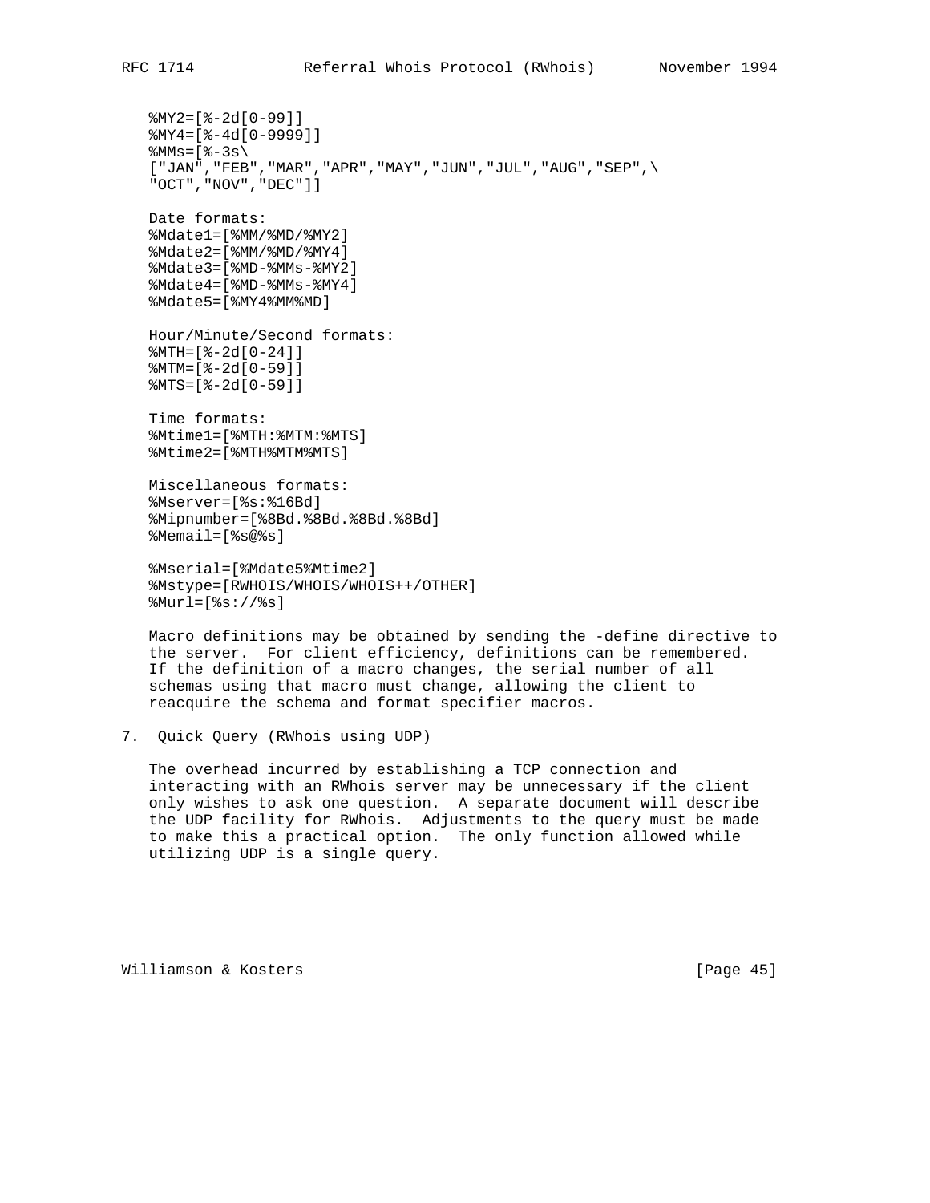```
%MY2=[%-2d[0-99]]
%MY4=[%-4d[0-9999]]
%MMs=[%-3s\
["JAN","FEB","MAR","APR","MAY","JUN","JUL","AUG","SEP",\
"OCT","NOV","DEC"]]
```

Date formats:

```
%Mdate1=[%MM/%MD/%MY2]
%Mdate2=[%MM/%MD/%MY4]
%Mdate3=[%MD-%MMs-%MY2]
%Mdate4=[%MD-%MMs-%MY4]
%Mdate5=[%MY4%MM%MD]
```

Hour/Minute/Second formats:

```
%MTH=[%-2d[0-24]]
%MTM=[%-2d[0-59]]
%MTS=[%-2d[0-59]]
```

Time formats:

```
%Mtime1=[%MTH:%MTM:%MTS]
%Mtime2=[%MTH%MTM%MTS]
```

Miscellaneous formats:

```
%Mserver=[%s:%16Bd]
%Mipnumber=[%8Bd.%8Bd.%8Bd.%8Bd]
%Memail=[%s@%s]

%Mserial=[%Mdate5%Mtime2]
%Mstype=[RWHOIS/WHOIS/WHOIS++/OTHER]
%Murl=[%s://%s]
```

Macro definitions may be obtained by sending the -define directive to the server. For client efficiency, definitions can be remembered. If the definition of a macro changes, the serial number of all schemas using that macro must change, allowing the client to reacquire the schema and format specifier macros.

## 7. Quick Query (RWhois using UDP)

The overhead incurred by establishing a TCP connection and interacting with an RWhois server may be unnecessary if the client only wishes to ask one question. A separate document will describe the UDP facility for RWhois. Adjustments to the query must be made to make this a practical option. The only function allowed while utilizing UDP is a single query.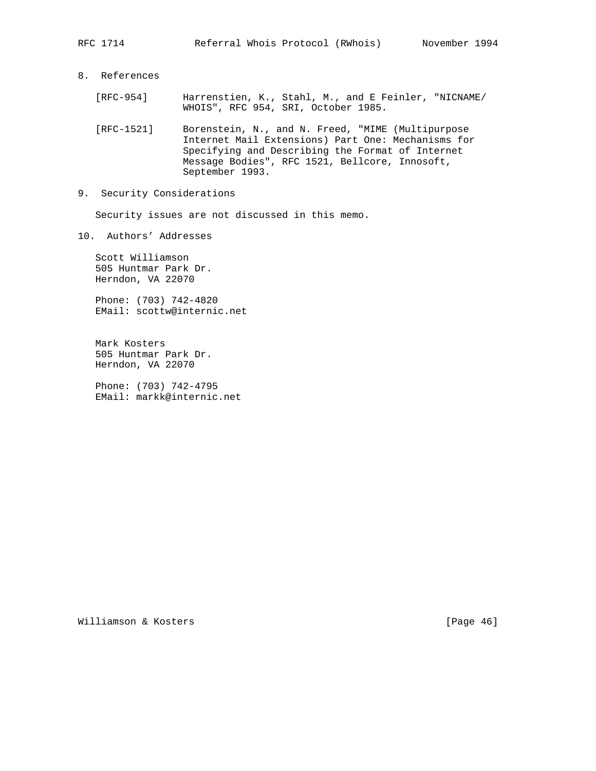## 8. References

[RFC-954] Harrenstien, K., Stahl, M., and E Feinler, "NICNAME/WHOIS", RFC 954, SRI, October 1985.

[RFC-1521] Borenstein, N., and N. Freed, "MIME (Multipurpose Internet Mail Extensions) Part One: Mechanisms for Specifying and Describing the Format of Internet Message Bodies", RFC 1521, Bellcore, Innosoft, September 1993.

## 9. Security Considerations

Security issues are not discussed in this memo.

## 10. Authors' Addresses

Scott Williamson
505 Huntmar Park Dr.
Herndon, VA 22070

Phone: (703) 742-4820
EMail: scottw@internic.net

Mark Kosters
505 Huntmar Park Dr.
Herndon, VA 22070

Phone: (703) 742-4795
EMail: markk@internic.net